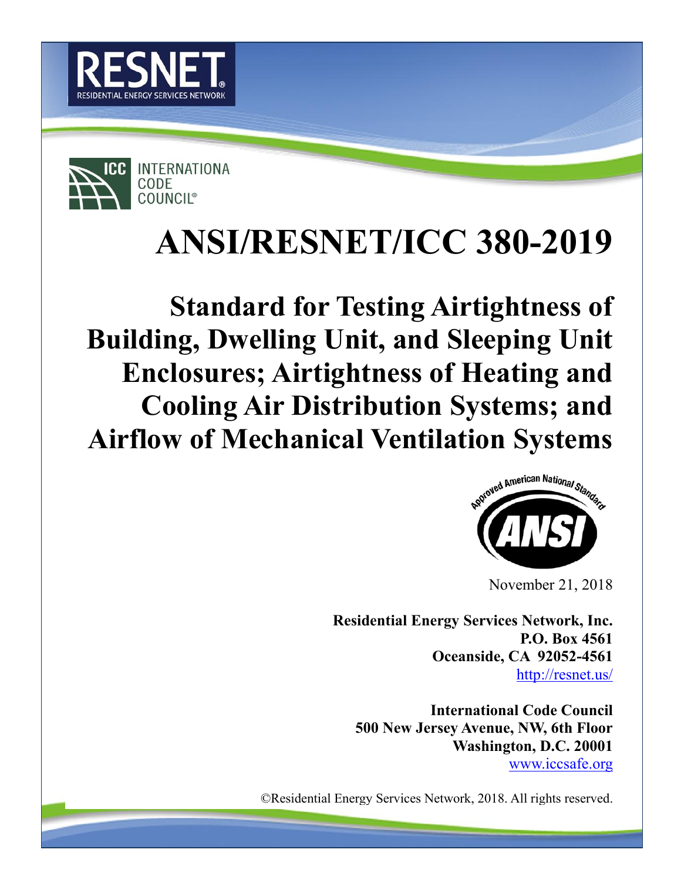RESNET
RESIDENTIAL ENERGY SERVICES NETWORK

ICC INTERNATIONA CODE COUNCIL®

# ANSI/RESNET/ICC 380-2019

## Standard for Testing Airtightness of Building, Dwelling Unit, and Sleeping Unit Enclosures; Airtightness of Heating and Cooling Air Distribution Systems; and Airflow of Mechanical Ventilation Systems

Approved American National Standard
ANSI

November 21, 2018

**Residential Energy Services Network, Inc.**
**P.O. Box 4561**
**Oceanside, CA 92052-4561**
http://resnet.us/

**International Code Council**
**500 New Jersey Avenue, NW, 6th Floor**
**Washington, D.C. 20001**
www.iccsafe.org

©Residential Energy Services Network, 2018. All rights reserved.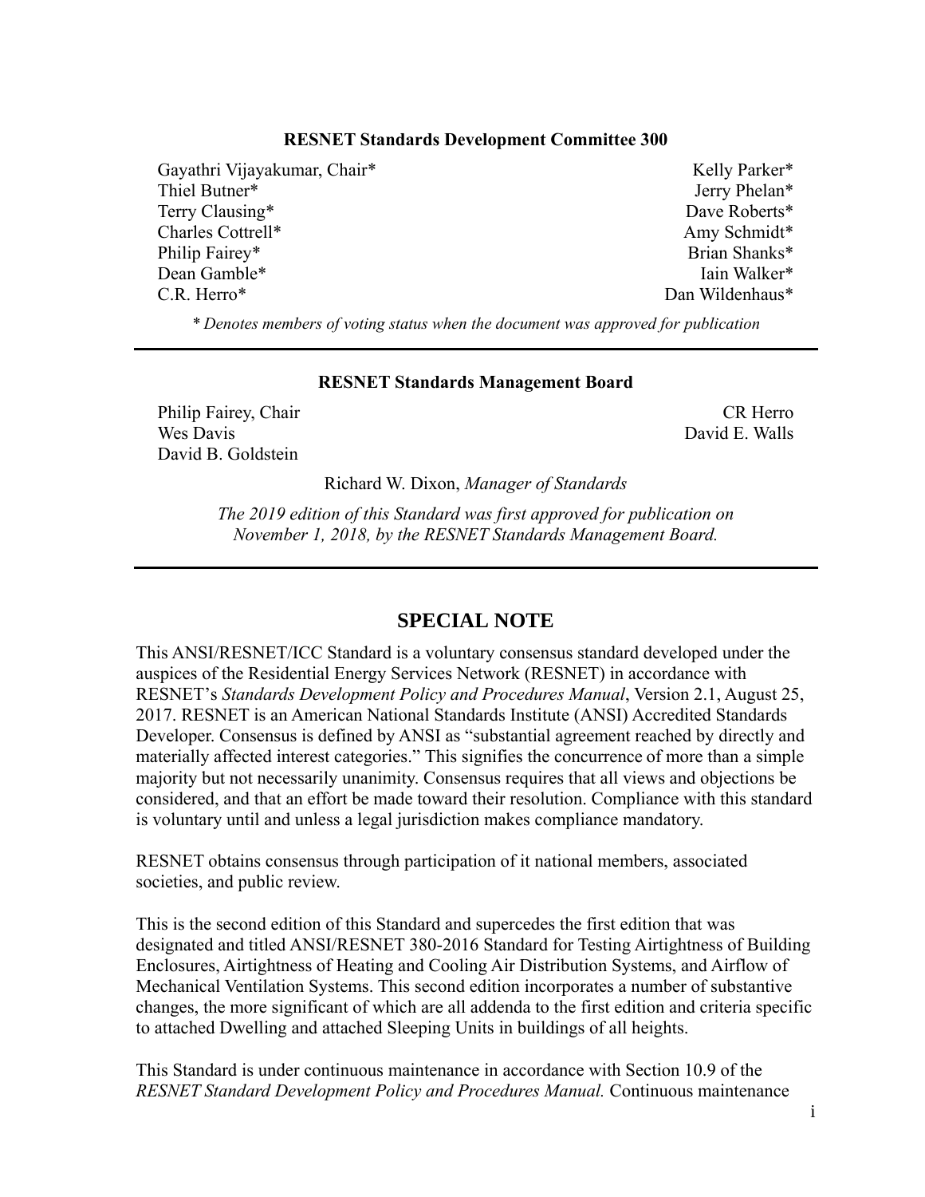**RESNET Standards Development Committee 300**

Gayathri Vijayakumar, Chair*
Thiel Butner*
Terry Clausing*
Charles Cottrell*
Philip Fairey*
Dean Gamble*
C.R. Herro*
Kelly Parker*
Jerry Phelan*
Dave Roberts*
Amy Schmidt*
Brian Shanks*
Iain Walker*
Dan Wildenhaus*

*\* Denotes members of voting status when the document was approved for publication*

---

**RESNET Standards Management Board**

Philip Fairey, Chair
Wes Davis
David B. Goldstein
CR Herro
David E. Walls

Richard W. Dixon, *Manager of Standards*

*The 2019 edition of this Standard was first approved for publication on November 1, 2018, by the RESNET Standards Management Board.*

---

## SPECIAL NOTE

This ANSI/RESNET/ICC Standard is a voluntary consensus standard developed under the auspices of the Residential Energy Services Network (RESNET) in accordance with RESNET's *Standards Development Policy and Procedures Manual*, Version 2.1, August 25, 2017. RESNET is an American National Standards Institute (ANSI) Accredited Standards Developer. Consensus is defined by ANSI as "substantial agreement reached by directly and materially affected interest categories." This signifies the concurrence of more than a simple majority but not necessarily unanimity. Consensus requires that all views and objections be considered, and that an effort be made toward their resolution. Compliance with this standard is voluntary until and unless a legal jurisdiction makes compliance mandatory.

RESNET obtains consensus through participation of it national members, associated societies, and public review.

This is the second edition of this Standard and supercedes the first edition that was designated and titled ANSI/RESNET 380-2016 Standard for Testing Airtightness of Building Enclosures, Airtightness of Heating and Cooling Air Distribution Systems, and Airflow of Mechanical Ventilation Systems. This second edition incorporates a number of substantive changes, the more significant of which are all addenda to the first edition and criteria specific to attached Dwelling and attached Sleeping Units in buildings of all heights.

This Standard is under continuous maintenance in accordance with Section 10.9 of the *RESNET Standard Development Policy and Procedures Manual.* Continuous maintenance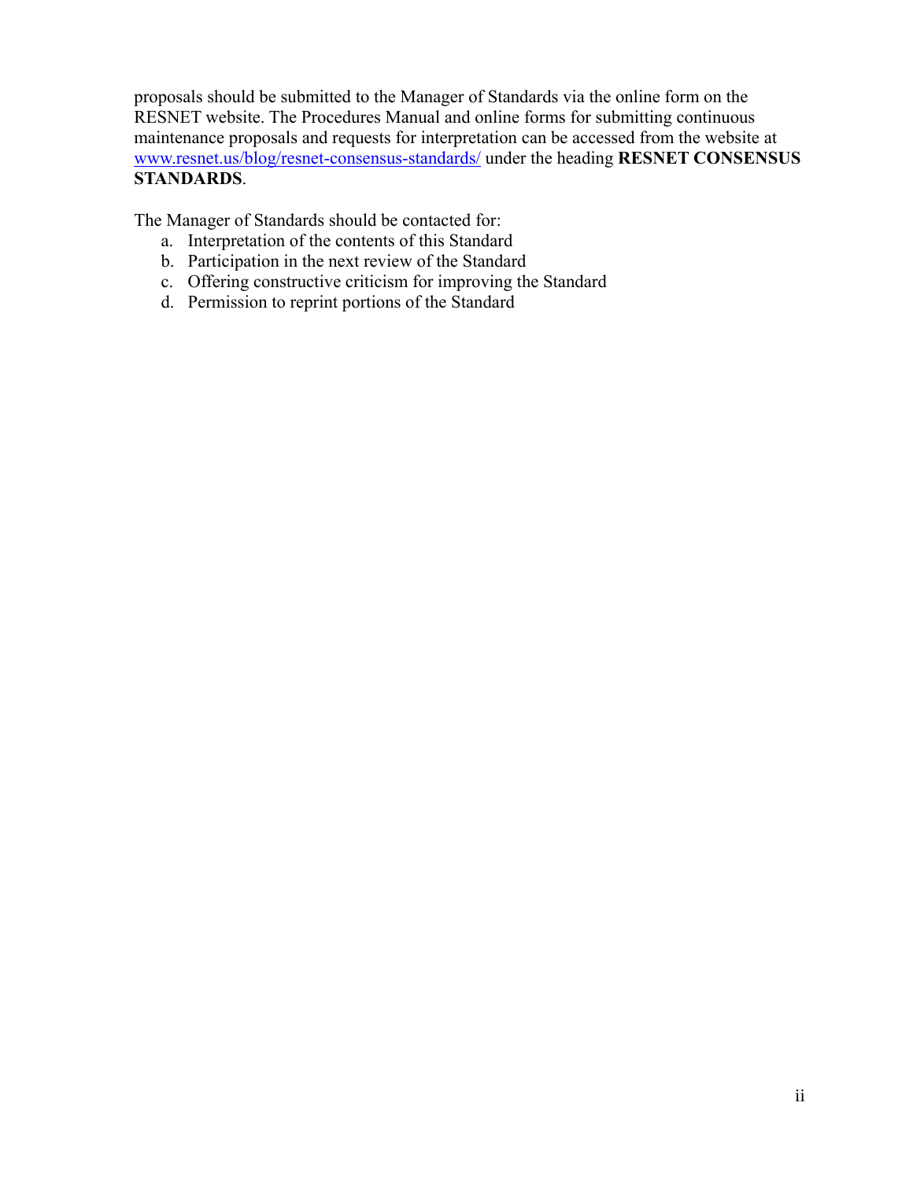proposals should be submitted to the Manager of Standards via the online form on the RESNET website. The Procedures Manual and online forms for submitting continuous maintenance proposals and requests for interpretation can be accessed from the website at [www.resnet.us/blog/resnet-consensus-standards/](www.resnet.us/blog/resnet-consensus-standards/) under the heading **RESNET CONSENSUS STANDARDS**.

The Manager of Standards should be contacted for:

a. Interpretation of the contents of this Standard
b. Participation in the next review of the Standard
c. Offering constructive criticism for improving the Standard
d. Permission to reprint portions of the Standard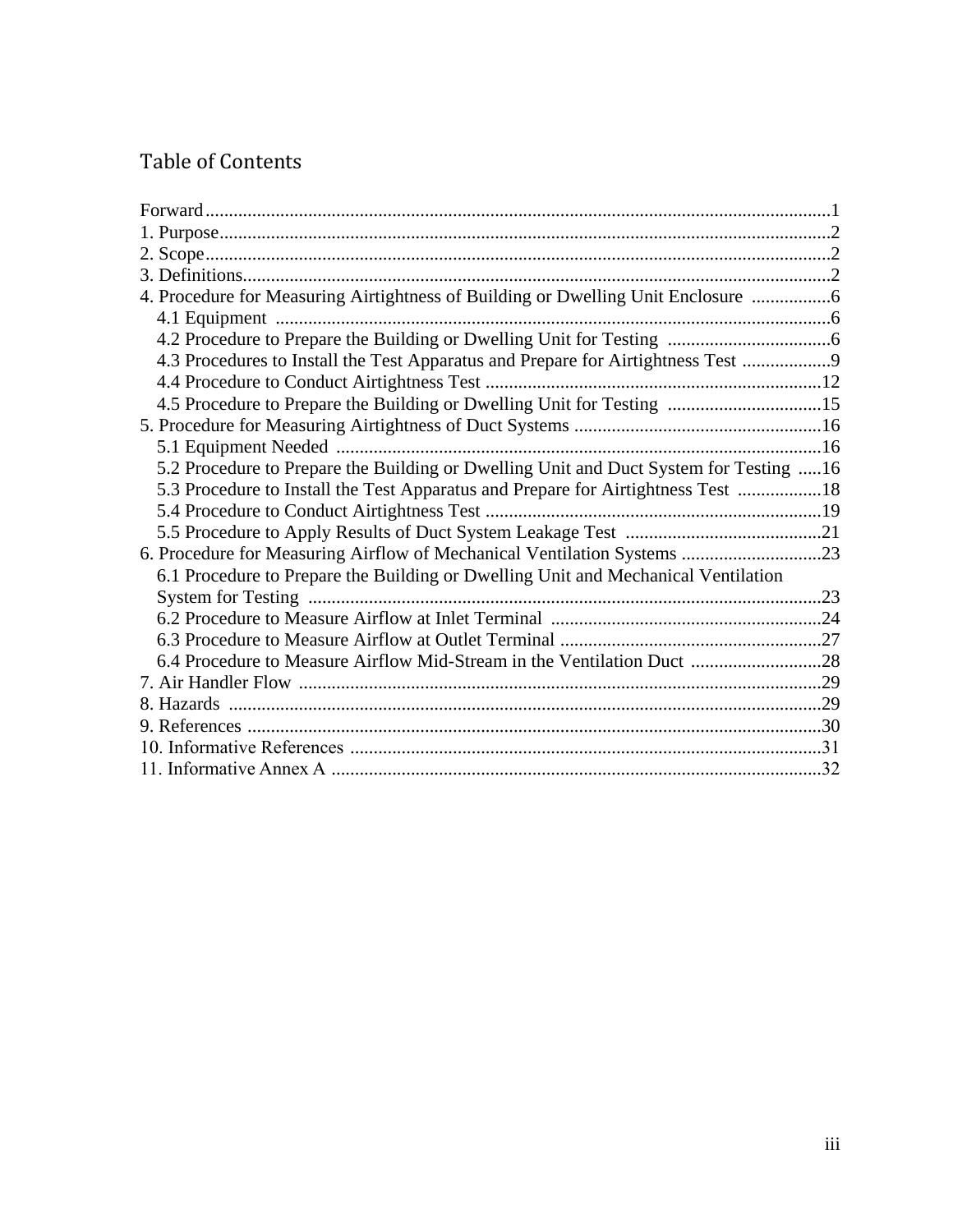## Table of Contents

Forward ....................................................................................................................... 1
1. Purpose ...................................................................................................................... 2
2. Scope .......................................................................................................................... 2
3. Definitions .................................................................................................................. 2
4. Procedure for Measuring Airtightness of Building or Dwelling Unit Enclosure ................. 6
   4.1 Equipment ............................................................................................................. 6
   4.2 Procedure to Prepare the Building or Dwelling Unit for Testing ................................... 6
   4.3 Procedures to Install the Test Apparatus and Prepare for Airtightness Test ................... 9
   4.4 Procedure to Conduct Airtightness Test ..................................................................... 12
   4.5 Procedure to Prepare the Building or Dwelling Unit for Testing ................................... 15
5. Procedure for Measuring Airtightness of Duct Systems ..................................................... 16
   5.1 Equipment Needed ..................................................................................................... 16
   5.2 Procedure to Prepare the Building or Dwelling Unit and Duct System for Testing ..... 16
   5.3 Procedure to Install the Test Apparatus and Prepare for Airtightness Test .................. 18
   5.4 Procedure to Conduct Airtightness Test ..................................................................... 19
   5.5 Procedure to Apply Results of Duct System Leakage Test ........................................... 21
6. Procedure for Measuring Airflow of Mechanical Ventilation Systems .............................. 23
   6.1 Procedure to Prepare the Building or Dwelling Unit and Mechanical Ventilation System for Testing ................................................................................................................ 23
   6.2 Procedure to Measure Airflow at Inlet Terminal .......................................................... 24
   6.3 Procedure to Measure Airflow at Outlet Terminal ........................................................ 27
   6.4 Procedure to Measure Airflow Mid-Stream in the Ventilation Duct ............................ 28
7. Air Handler Flow ................................................................................................................ 29
8. Hazards ............................................................................................................................... 29
9. References ........................................................................................................................... 30
10. Informative References ..................................................................................................... 31
11. Informative Annex A ......................................................................................................... 32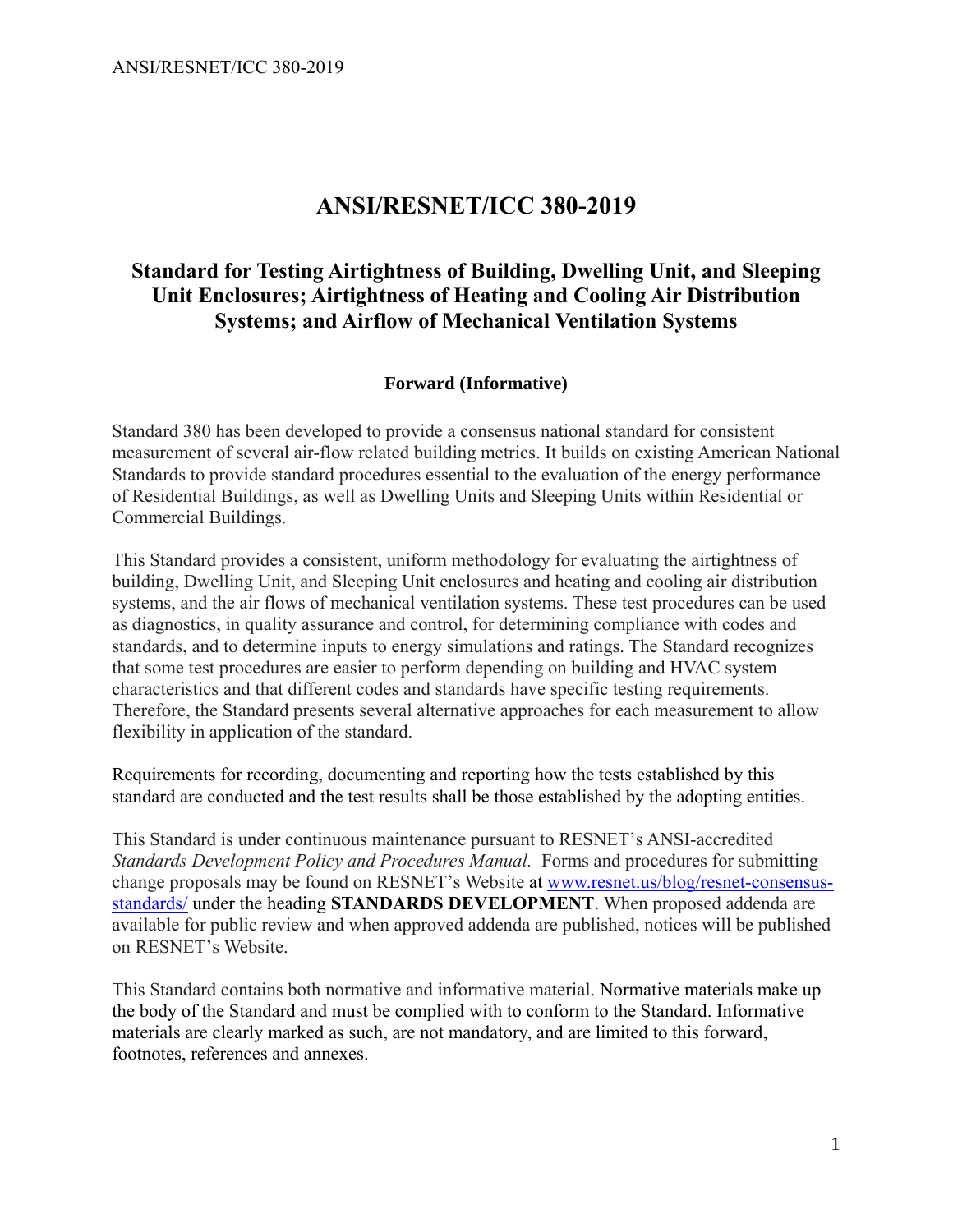# ANSI/RESNET/ICC 380-2019

## Standard for Testing Airtightness of Building, Dwelling Unit, and Sleeping Unit Enclosures; Airtightness of Heating and Cooling Air Distribution Systems; and Airflow of Mechanical Ventilation Systems

### Forward (Informative)

Standard 380 has been developed to provide a consensus national standard for consistent measurement of several air-flow related building metrics. It builds on existing American National Standards to provide standard procedures essential to the evaluation of the energy performance of Residential Buildings, as well as Dwelling Units and Sleeping Units within Residential or Commercial Buildings.

This Standard provides a consistent, uniform methodology for evaluating the airtightness of building, Dwelling Unit, and Sleeping Unit enclosures and heating and cooling air distribution systems, and the air flows of mechanical ventilation systems. These test procedures can be used as diagnostics, in quality assurance and control, for determining compliance with codes and standards, and to determine inputs to energy simulations and ratings. The Standard recognizes that some test procedures are easier to perform depending on building and HVAC system characteristics and that different codes and standards have specific testing requirements. Therefore, the Standard presents several alternative approaches for each measurement to allow flexibility in application of the standard.

Requirements for recording, documenting and reporting how the tests established by this standard are conducted and the test results shall be those established by the adopting entities.

This Standard is under continuous maintenance pursuant to RESNET's ANSI-accredited *Standards Development Policy and Procedures Manual.* Forms and procedures for submitting change proposals may be found on RESNET's Website at [www.resnet.us/blog/resnet-consensus-standards/](www.resnet.us/blog/resnet-consensus-standards/) under the heading **STANDARDS DEVELOPMENT**. When proposed addenda are available for public review and when approved addenda are published, notices will be published on RESNET's Website.

This Standard contains both normative and informative material. Normative materials make up the body of the Standard and must be complied with to conform to the Standard. Informative materials are clearly marked as such, are not mandatory, and are limited to this forward, footnotes, references and annexes.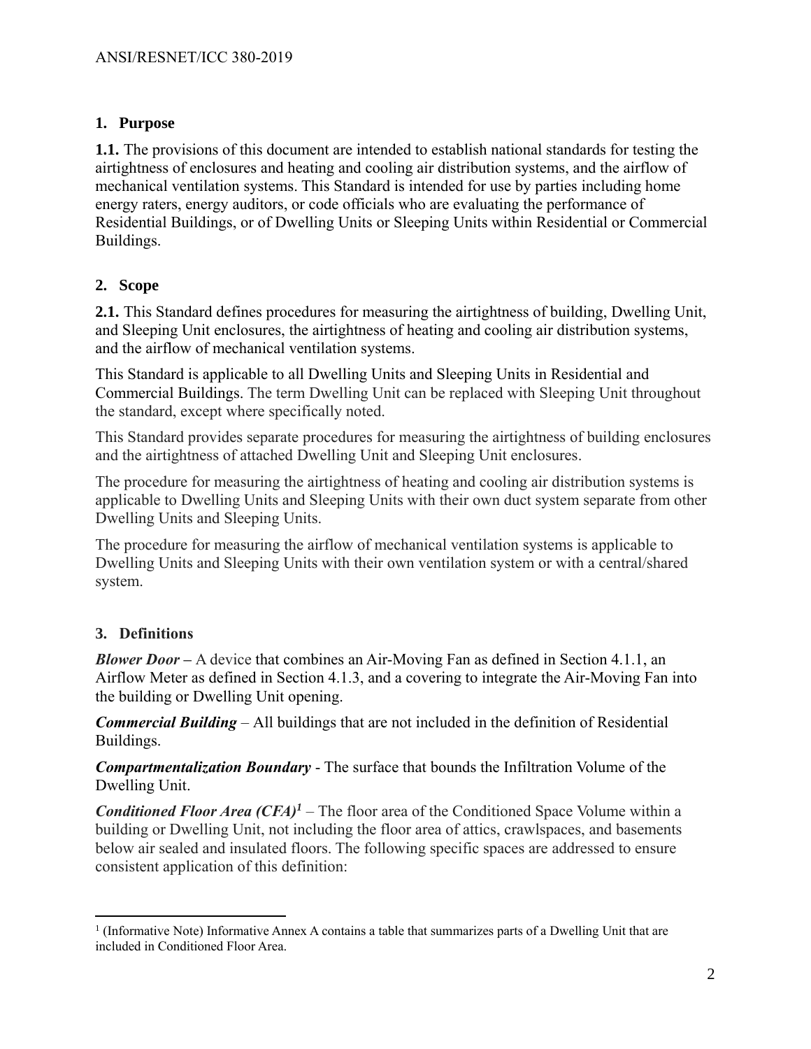## 1. Purpose

**1.1.** The provisions of this document are intended to establish national standards for testing the airtightness of enclosures and heating and cooling air distribution systems, and the airflow of mechanical ventilation systems. This Standard is intended for use by parties including home energy raters, energy auditors, or code officials who are evaluating the performance of Residential Buildings, or of Dwelling Units or Sleeping Units within Residential or Commercial Buildings.

## 2. Scope

**2.1.** This Standard defines procedures for measuring the airtightness of building, Dwelling Unit, and Sleeping Unit enclosures, the airtightness of heating and cooling air distribution systems, and the airflow of mechanical ventilation systems.

This Standard is applicable to all Dwelling Units and Sleeping Units in Residential and Commercial Buildings. The term Dwelling Unit can be replaced with Sleeping Unit throughout the standard, except where specifically noted.

This Standard provides separate procedures for measuring the airtightness of building enclosures and the airtightness of attached Dwelling Unit and Sleeping Unit enclosures.

The procedure for measuring the airtightness of heating and cooling air distribution systems is applicable to Dwelling Units and Sleeping Units with their own duct system separate from other Dwelling Units and Sleeping Units.

The procedure for measuring the airflow of mechanical ventilation systems is applicable to Dwelling Units and Sleeping Units with their own ventilation system or with a central/shared system.

## 3. Definitions

***Blower Door*** – A device that combines an Air-Moving Fan as defined in Section 4.1.1, an Airflow Meter as defined in Section 4.1.3, and a covering to integrate the Air-Moving Fan into the building or Dwelling Unit opening.

***Commercial Building*** – All buildings that are not included in the definition of Residential Buildings.

***Compartmentalization Boundary*** - The surface that bounds the Infiltration Volume of the Dwelling Unit.

***Conditioned Floor Area (CFA)***[1] – The floor area of the Conditioned Space Volume within a building or Dwelling Unit, not including the floor area of attics, crawlspaces, and basements below air sealed and insulated floors. The following specific spaces are addressed to ensure consistent application of this definition:

[1] (Informative Note) Informative Annex A contains a table that summarizes parts of a Dwelling Unit that are included in Conditioned Floor Area.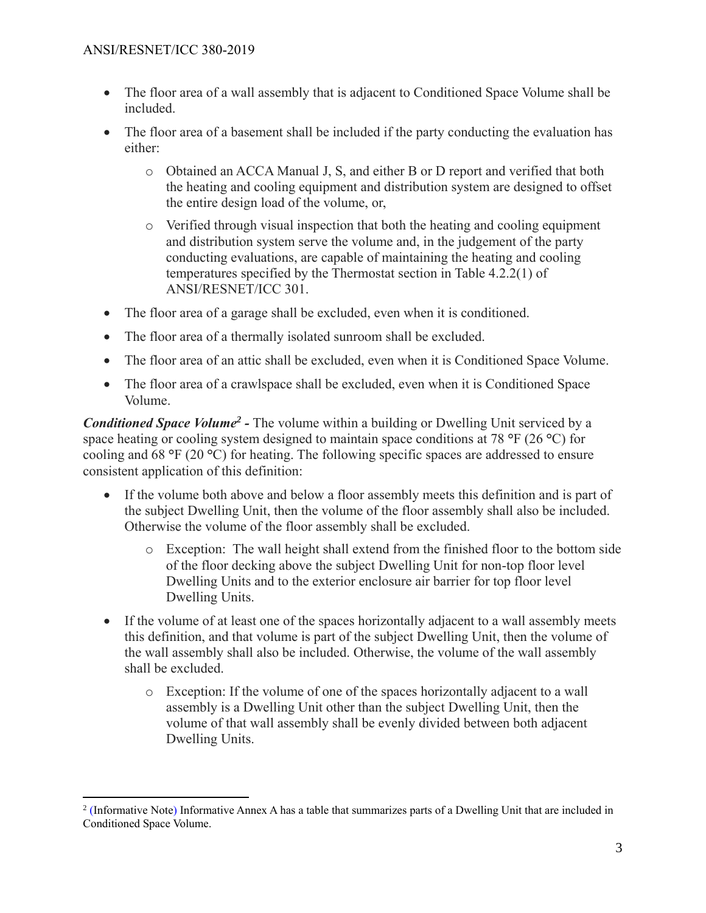- The floor area of a wall assembly that is adjacent to Conditioned Space Volume shall be included.
- The floor area of a basement shall be included if the party conducting the evaluation has either:
    - Obtained an ACCA Manual J, S, and either B or D report and verified that both the heating and cooling equipment and distribution system are designed to offset the entire design load of the volume, or,
    - Verified through visual inspection that both the heating and cooling equipment and distribution system serve the volume and, in the judgement of the party conducting evaluations, are capable of maintaining the heating and cooling temperatures specified by the Thermostat section in Table 4.2.2(1) of ANSI/RESNET/ICC 301.
- The floor area of a garage shall be excluded, even when it is conditioned.
- The floor area of a thermally isolated sunroom shall be excluded.
- The floor area of an attic shall be excluded, even when it is Conditioned Space Volume.
- The floor area of a crawlspace shall be excluded, even when it is Conditioned Space Volume.

***Conditioned Space Volume[2] -*** The volume within a building or Dwelling Unit serviced by a space heating or cooling system designed to maintain space conditions at 78 °F (26 °C) for cooling and 68 °F (20 °C) for heating. The following specific spaces are addressed to ensure consistent application of this definition:

- If the volume both above and below a floor assembly meets this definition and is part of the subject Dwelling Unit, then the volume of the floor assembly shall also be included. Otherwise the volume of the floor assembly shall be excluded.
    - Exception: The wall height shall extend from the finished floor to the bottom side of the floor decking above the subject Dwelling Unit for non-top floor level Dwelling Units and to the exterior enclosure air barrier for top floor level Dwelling Units.
- If the volume of at least one of the spaces horizontally adjacent to a wall assembly meets this definition, and that volume is part of the subject Dwelling Unit, then the volume of the wall assembly shall also be included. Otherwise, the volume of the wall assembly shall be excluded.
    - Exception: If the volume of one of the spaces horizontally adjacent to a wall assembly is a Dwelling Unit other than the subject Dwelling Unit, then the volume of that wall assembly shall be evenly divided between both adjacent Dwelling Units.

---

[2] (Informative Note) Informative Annex A has a table that summarizes parts of a Dwelling Unit that are included in Conditioned Space Volume.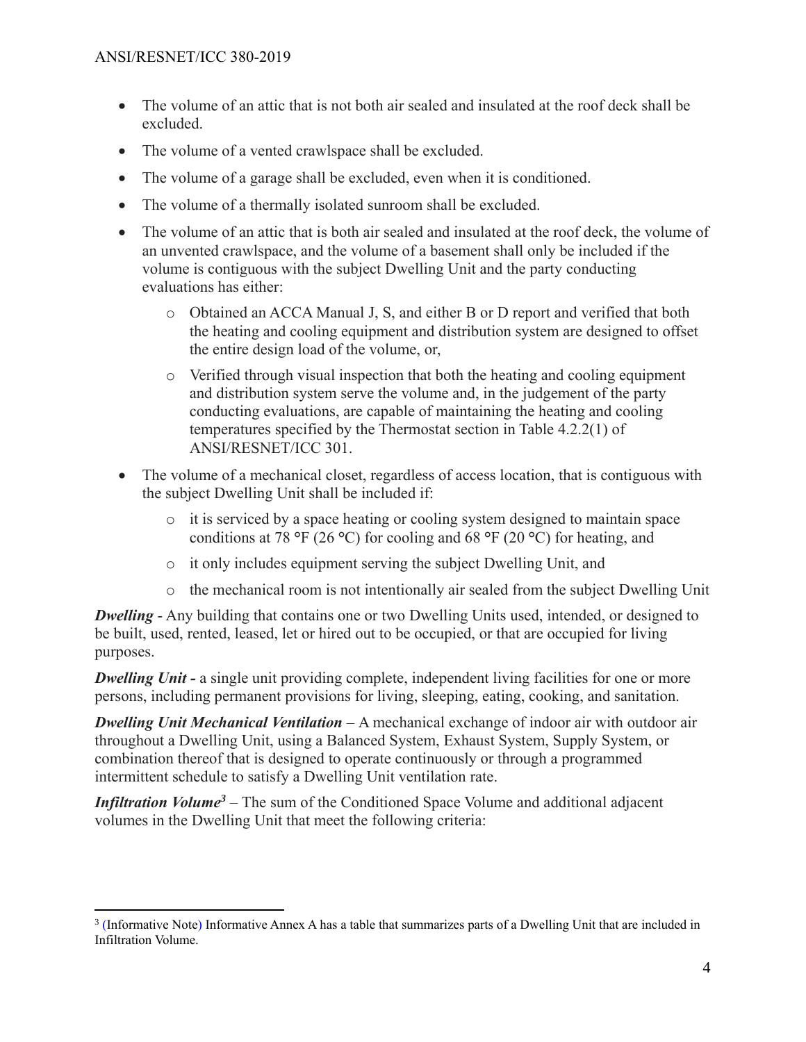- The volume of an attic that is not both air sealed and insulated at the roof deck shall be excluded.
- The volume of a vented crawlspace shall be excluded.
- The volume of a garage shall be excluded, even when it is conditioned.
- The volume of a thermally isolated sunroom shall be excluded.
- The volume of an attic that is both air sealed and insulated at the roof deck, the volume of an unvented crawlspace, and the volume of a basement shall only be included if the volume is contiguous with the subject Dwelling Unit and the party conducting evaluations has either:
  - Obtained an ACCA Manual J, S, and either B or D report and verified that both the heating and cooling equipment and distribution system are designed to offset the entire design load of the volume, or,
  - Verified through visual inspection that both the heating and cooling equipment and distribution system serve the volume and, in the judgement of the party conducting evaluations, are capable of maintaining the heating and cooling temperatures specified by the Thermostat section in Table 4.2.2(1) of ANSI/RESNET/ICC 301.
- The volume of a mechanical closet, regardless of access location, that is contiguous with the subject Dwelling Unit shall be included if:
  - it is serviced by a space heating or cooling system designed to maintain space conditions at 78 °F (26 °C) for cooling and 68 °F (20 °C) for heating, and
  - it only includes equipment serving the subject Dwelling Unit, and
  - the mechanical room is not intentionally air sealed from the subject Dwelling Unit

***Dwelling*** - Any building that contains one or two Dwelling Units used, intended, or designed to be built, used, rented, leased, let or hired out to be occupied, or that are occupied for living purposes.

***Dwelling Unit*** **-** a single unit providing complete, independent living facilities for one or more persons, including permanent provisions for living, sleeping, eating, cooking, and sanitation.

***Dwelling Unit Mechanical Ventilation*** – A mechanical exchange of indoor air with outdoor air throughout a Dwelling Unit, using a Balanced System, Exhaust System, Supply System, or combination thereof that is designed to operate continuously or through a programmed intermittent schedule to satisfy a Dwelling Unit ventilation rate.

***Infiltration Volume***[3] – The sum of the Conditioned Space Volume and additional adjacent volumes in the Dwelling Unit that meet the following criteria:

[3] (Informative Note) Informative Annex A has a table that summarizes parts of a Dwelling Unit that are included in Infiltration Volume.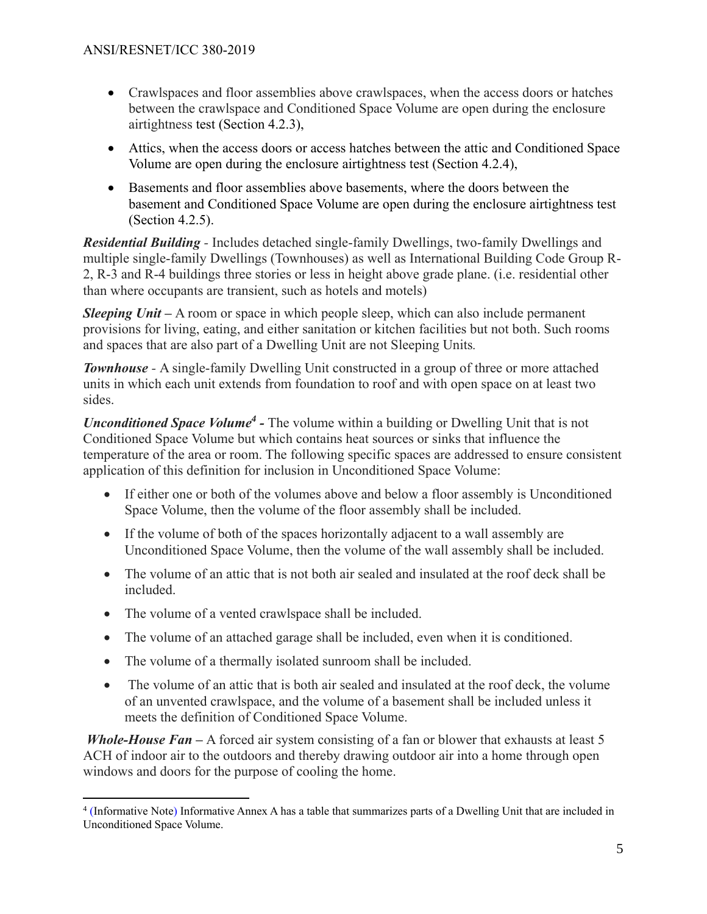- Crawlspaces and floor assemblies above crawlspaces, when the access doors or hatches between the crawlspace and Conditioned Space Volume are open during the enclosure airtightness test (Section 4.2.3),
- Attics, when the access doors or access hatches between the attic and Conditioned Space Volume are open during the enclosure airtightness test (Section 4.2.4),
- Basements and floor assemblies above basements, where the doors between the basement and Conditioned Space Volume are open during the enclosure airtightness test (Section 4.2.5).

***Residential Building*** - Includes detached single-family Dwellings, two-family Dwellings and multiple single-family Dwellings (Townhouses) as well as International Building Code Group R-2, R-3 and R-4 buildings three stories or less in height above grade plane. (i.e. residential other than where occupants are transient, such as hotels and motels)

***Sleeping Unit*** – A room or space in which people sleep, which can also include permanent provisions for living, eating, and either sanitation or kitchen facilities but not both. Such rooms and spaces that are also part of a Dwelling Unit are not Sleeping Units.

***Townhouse*** - A single-family Dwelling Unit constructed in a group of three or more attached units in which each unit extends from foundation to roof and with open space on at least two sides.

***Unconditioned Space Volume***[4] - The volume within a building or Dwelling Unit that is not Conditioned Space Volume but which contains heat sources or sinks that influence the temperature of the area or room. The following specific spaces are addressed to ensure consistent application of this definition for inclusion in Unconditioned Space Volume:

- If either one or both of the volumes above and below a floor assembly is Unconditioned Space Volume, then the volume of the floor assembly shall be included.
- If the volume of both of the spaces horizontally adjacent to a wall assembly are Unconditioned Space Volume, then the volume of the wall assembly shall be included.
- The volume of an attic that is not both air sealed and insulated at the roof deck shall be included.
- The volume of a vented crawlspace shall be included.
- The volume of an attached garage shall be included, even when it is conditioned.
- The volume of a thermally isolated sunroom shall be included.
- The volume of an attic that is both air sealed and insulated at the roof deck, the volume of an unvented crawlspace, and the volume of a basement shall be included unless it meets the definition of Conditioned Space Volume.

***Whole-House Fan*** – A forced air system consisting of a fan or blower that exhausts at least 5 ACH of indoor air to the outdoors and thereby drawing outdoor air into a home through open windows and doors for the purpose of cooling the home.

---

[4] (Informative Note) Informative Annex A has a table that summarizes parts of a Dwelling Unit that are included in Unconditioned Space Volume.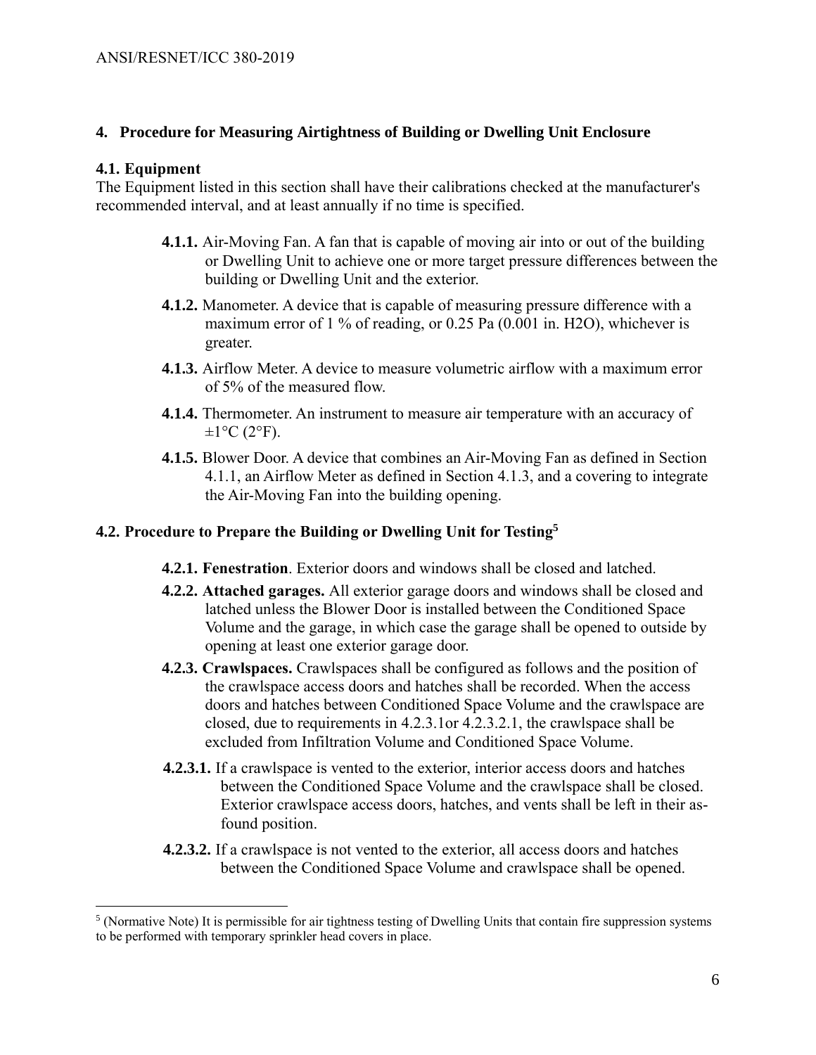## 4. Procedure for Measuring Airtightness of Building or Dwelling Unit Enclosure

### 4.1. Equipment

The Equipment listed in this section shall have their calibrations checked at the manufacturer's recommended interval, and at least annually if no time is specified.

**4.1.1.** Air-Moving Fan. A fan that is capable of moving air into or out of the building or Dwelling Unit to achieve one or more target pressure differences between the building or Dwelling Unit and the exterior.

**4.1.2.** Manometer. A device that is capable of measuring pressure difference with a maximum error of 1 % of reading, or 0.25 Pa (0.001 in. H2O), whichever is greater.

**4.1.3.** Airflow Meter. A device to measure volumetric airflow with a maximum error of 5% of the measured flow.

**4.1.4.** Thermometer. An instrument to measure air temperature with an accuracy of ±1°C (2°F).

**4.1.5.** Blower Door. A device that combines an Air-Moving Fan as defined in Section 4.1.1, an Airflow Meter as defined in Section 4.1.3, and a covering to integrate the Air-Moving Fan into the building opening.

### 4.2. Procedure to Prepare the Building or Dwelling Unit for Testing[5]

**4.2.1. Fenestration**. Exterior doors and windows shall be closed and latched.

**4.2.2. Attached garages.** All exterior garage doors and windows shall be closed and latched unless the Blower Door is installed between the Conditioned Space Volume and the garage, in which case the garage shall be opened to outside by opening at least one exterior garage door.

**4.2.3. Crawlspaces.** Crawlspaces shall be configured as follows and the position of the crawlspace access doors and hatches shall be recorded. When the access doors and hatches between Conditioned Space Volume and the crawlspace are closed, due to requirements in 4.2.3.1or 4.2.3.2.1, the crawlspace shall be excluded from Infiltration Volume and Conditioned Space Volume.

**4.2.3.1.** If a crawlspace is vented to the exterior, interior access doors and hatches between the Conditioned Space Volume and the crawlspace shall be closed. Exterior crawlspace access doors, hatches, and vents shall be left in their as-found position.

**4.2.3.2.** If a crawlspace is not vented to the exterior, all access doors and hatches between the Conditioned Space Volume and crawlspace shall be opened.

---

[5] (Normative Note) It is permissible for air tightness testing of Dwelling Units that contain fire suppression systems to be performed with temporary sprinkler head covers in place.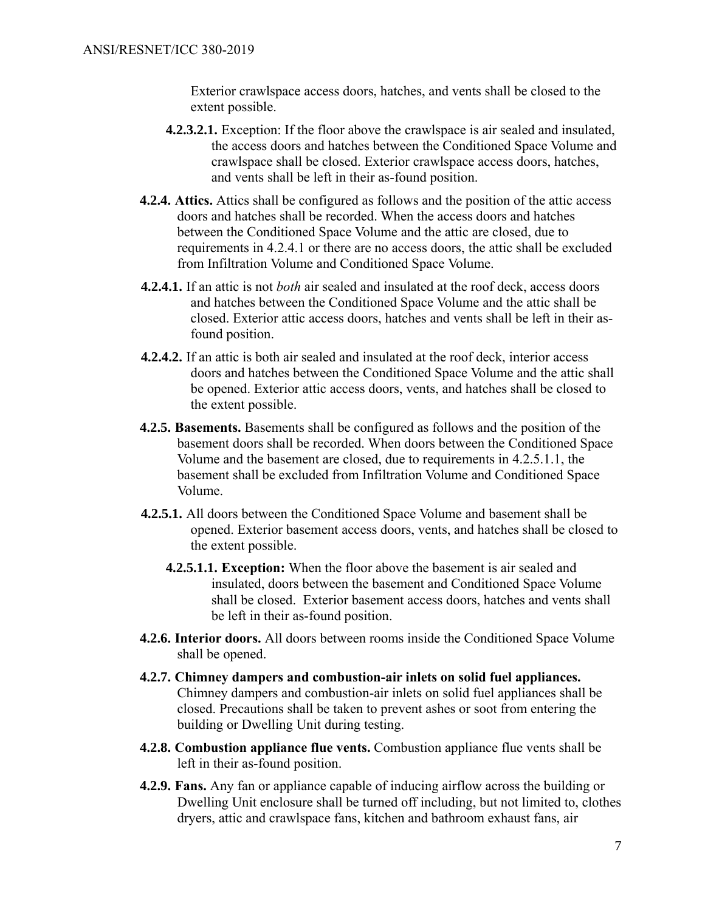Exterior crawlspace access doors, hatches, and vents shall be closed to the extent possible.

**4.2.3.2.1.** Exception: If the floor above the crawlspace is air sealed and insulated, the access doors and hatches between the Conditioned Space Volume and crawlspace shall be closed. Exterior crawlspace access doors, hatches, and vents shall be left in their as-found position.

**4.2.4. Attics.** Attics shall be configured as follows and the position of the attic access doors and hatches shall be recorded. When the access doors and hatches between the Conditioned Space Volume and the attic are closed, due to requirements in 4.2.4.1 or there are no access doors, the attic shall be excluded from Infiltration Volume and Conditioned Space Volume.

**4.2.4.1.** If an attic is not *both* air sealed and insulated at the roof deck, access doors and hatches between the Conditioned Space Volume and the attic shall be closed. Exterior attic access doors, hatches and vents shall be left in their as-found position.

**4.2.4.2.** If an attic is both air sealed and insulated at the roof deck, interior access doors and hatches between the Conditioned Space Volume and the attic shall be opened. Exterior attic access doors, vents, and hatches shall be closed to the extent possible.

**4.2.5. Basements.** Basements shall be configured as follows and the position of the basement doors shall be recorded. When doors between the Conditioned Space Volume and the basement are closed, due to requirements in 4.2.5.1.1, the basement shall be excluded from Infiltration Volume and Conditioned Space Volume.

**4.2.5.1.** All doors between the Conditioned Space Volume and basement shall be opened. Exterior basement access doors, vents, and hatches shall be closed to the extent possible.

**4.2.5.1.1. Exception:** When the floor above the basement is air sealed and insulated, doors between the basement and Conditioned Space Volume shall be closed. Exterior basement access doors, hatches and vents shall be left in their as-found position.

**4.2.6. Interior doors.** All doors between rooms inside the Conditioned Space Volume shall be opened.

**4.2.7. Chimney dampers and combustion-air inlets on solid fuel appliances.** Chimney dampers and combustion-air inlets on solid fuel appliances shall be closed. Precautions shall be taken to prevent ashes or soot from entering the building or Dwelling Unit during testing.

**4.2.8. Combustion appliance flue vents.** Combustion appliance flue vents shall be left in their as-found position.

**4.2.9. Fans.** Any fan or appliance capable of inducing airflow across the building or Dwelling Unit enclosure shall be turned off including, but not limited to, clothes dryers, attic and crawlspace fans, kitchen and bathroom exhaust fans, air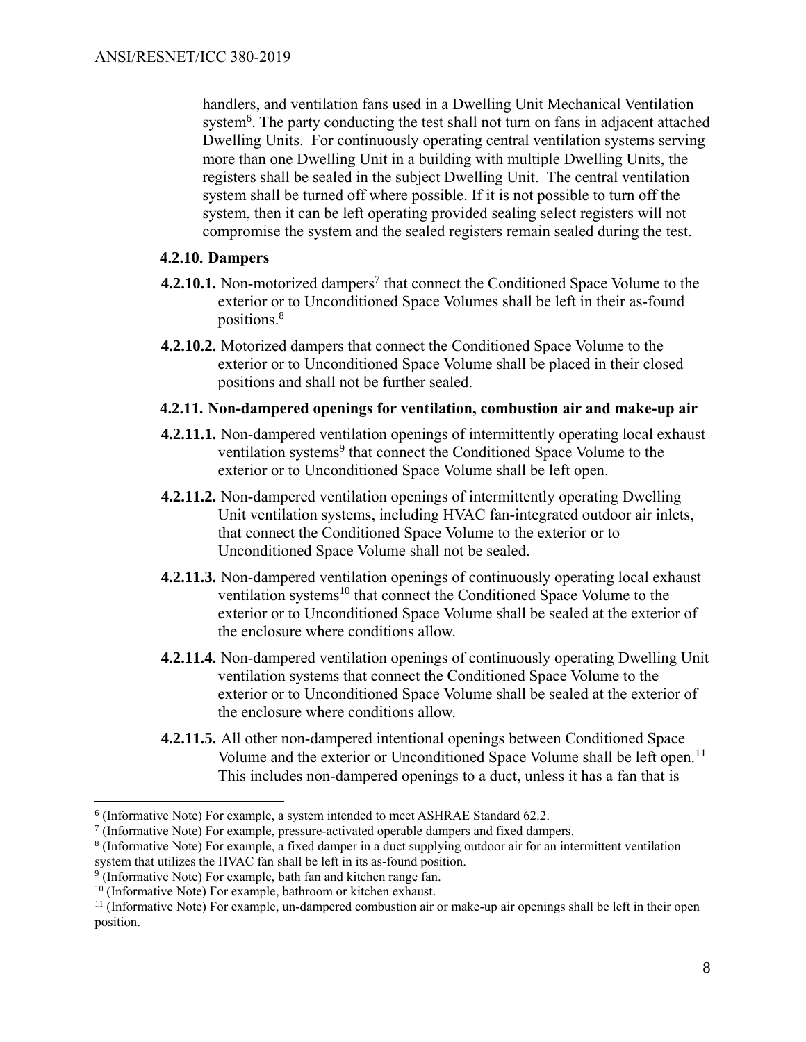handlers, and ventilation fans used in a Dwelling Unit Mechanical Ventilation system[6]. The party conducting the test shall not turn on fans in adjacent attached Dwelling Units. For continuously operating central ventilation systems serving more than one Dwelling Unit in a building with multiple Dwelling Units, the registers shall be sealed in the subject Dwelling Unit. The central ventilation system shall be turned off where possible. If it is not possible to turn off the system, then it can be left operating provided sealing select registers will not compromise the system and the sealed registers remain sealed during the test.

**4.2.10. Dampers**

**4.2.10.1.** Non-motorized dampers[7] that connect the Conditioned Space Volume to the exterior or to Unconditioned Space Volumes shall be left in their as-found positions.[8]

**4.2.10.2.** Motorized dampers that connect the Conditioned Space Volume to the exterior or to Unconditioned Space Volume shall be placed in their closed positions and shall not be further sealed.

**4.2.11. Non-dampered openings for ventilation, combustion air and make-up air**

**4.2.11.1.** Non-dampered ventilation openings of intermittently operating local exhaust ventilation systems[9] that connect the Conditioned Space Volume to the exterior or to Unconditioned Space Volume shall be left open.

**4.2.11.2.** Non-dampered ventilation openings of intermittently operating Dwelling Unit ventilation systems, including HVAC fan-integrated outdoor air inlets, that connect the Conditioned Space Volume to the exterior or to Unconditioned Space Volume shall not be sealed.

**4.2.11.3.** Non-dampered ventilation openings of continuously operating local exhaust ventilation systems[10] that connect the Conditioned Space Volume to the exterior or to Unconditioned Space Volume shall be sealed at the exterior of the enclosure where conditions allow.

**4.2.11.4.** Non-dampered ventilation openings of continuously operating Dwelling Unit ventilation systems that connect the Conditioned Space Volume to the exterior or to Unconditioned Space Volume shall be sealed at the exterior of the enclosure where conditions allow.

**4.2.11.5.** All other non-dampered intentional openings between Conditioned Space Volume and the exterior or Unconditioned Space Volume shall be left open.[11] This includes non-dampered openings to a duct, unless it has a fan that is

---

[6] (Informative Note) For example, a system intended to meet ASHRAE Standard 62.2.

[7] (Informative Note) For example, pressure-activated operable dampers and fixed dampers.

[8] (Informative Note) For example, a fixed damper in a duct supplying outdoor air for an intermittent ventilation system that utilizes the HVAC fan shall be left in its as-found position.

[9] (Informative Note) For example, bath fan and kitchen range fan.

[10] (Informative Note) For example, bathroom or kitchen exhaust.

[11] (Informative Note) For example, un-dampered combustion air or make-up air openings shall be left in their open position.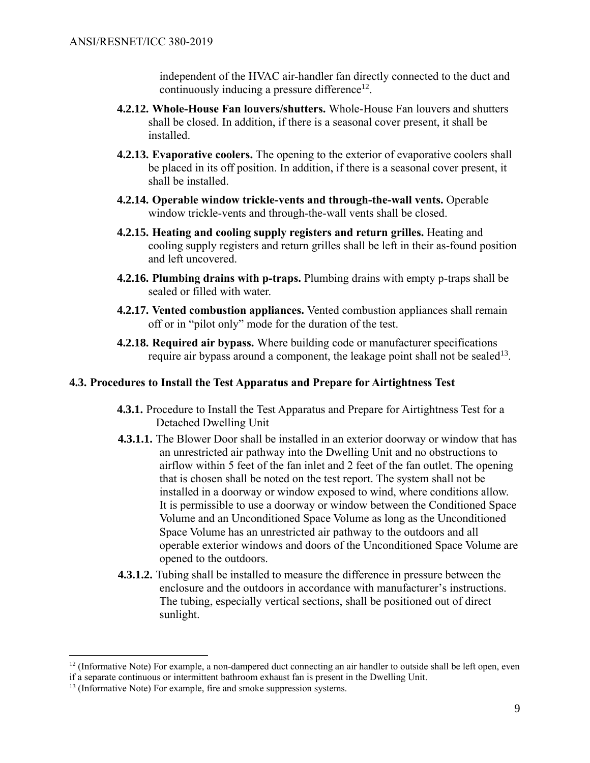independent of the HVAC air-handler fan directly connected to the duct and continuously inducing a pressure difference[12].

**4.2.12. Whole-House Fan louvers/shutters.** Whole-House Fan louvers and shutters shall be closed. In addition, if there is a seasonal cover present, it shall be installed.

**4.2.13. Evaporative coolers.** The opening to the exterior of evaporative coolers shall be placed in its off position. In addition, if there is a seasonal cover present, it shall be installed.

**4.2.14. Operable window trickle-vents and through-the-wall vents.** Operable window trickle-vents and through-the-wall vents shall be closed.

**4.2.15. Heating and cooling supply registers and return grilles.** Heating and cooling supply registers and return grilles shall be left in their as-found position and left uncovered.

**4.2.16. Plumbing drains with p-traps.** Plumbing drains with empty p-traps shall be sealed or filled with water.

**4.2.17. Vented combustion appliances.** Vented combustion appliances shall remain off or in "pilot only" mode for the duration of the test.

**4.2.18. Required air bypass.** Where building code or manufacturer specifications require air bypass around a component, the leakage point shall not be sealed[13].

### 4.3. Procedures to Install the Test Apparatus and Prepare for Airtightness Test

**4.3.1.** Procedure to Install the Test Apparatus and Prepare for Airtightness Test for a Detached Dwelling Unit

**4.3.1.1.** The Blower Door shall be installed in an exterior doorway or window that has an unrestricted air pathway into the Dwelling Unit and no obstructions to airflow within 5 feet of the fan inlet and 2 feet of the fan outlet. The opening that is chosen shall be noted on the test report. The system shall not be installed in a doorway or window exposed to wind, where conditions allow. It is permissible to use a doorway or window between the Conditioned Space Volume and an Unconditioned Space Volume as long as the Unconditioned Space Volume has an unrestricted air pathway to the outdoors and all operable exterior windows and doors of the Unconditioned Space Volume are opened to the outdoors.

**4.3.1.2.** Tubing shall be installed to measure the difference in pressure between the enclosure and the outdoors in accordance with manufacturer's instructions. The tubing, especially vertical sections, shall be positioned out of direct sunlight.

---

[12] (Informative Note) For example, a non-dampered duct connecting an air handler to outside shall be left open, even if a separate continuous or intermittent bathroom exhaust fan is present in the Dwelling Unit.

[13] (Informative Note) For example, fire and smoke suppression systems.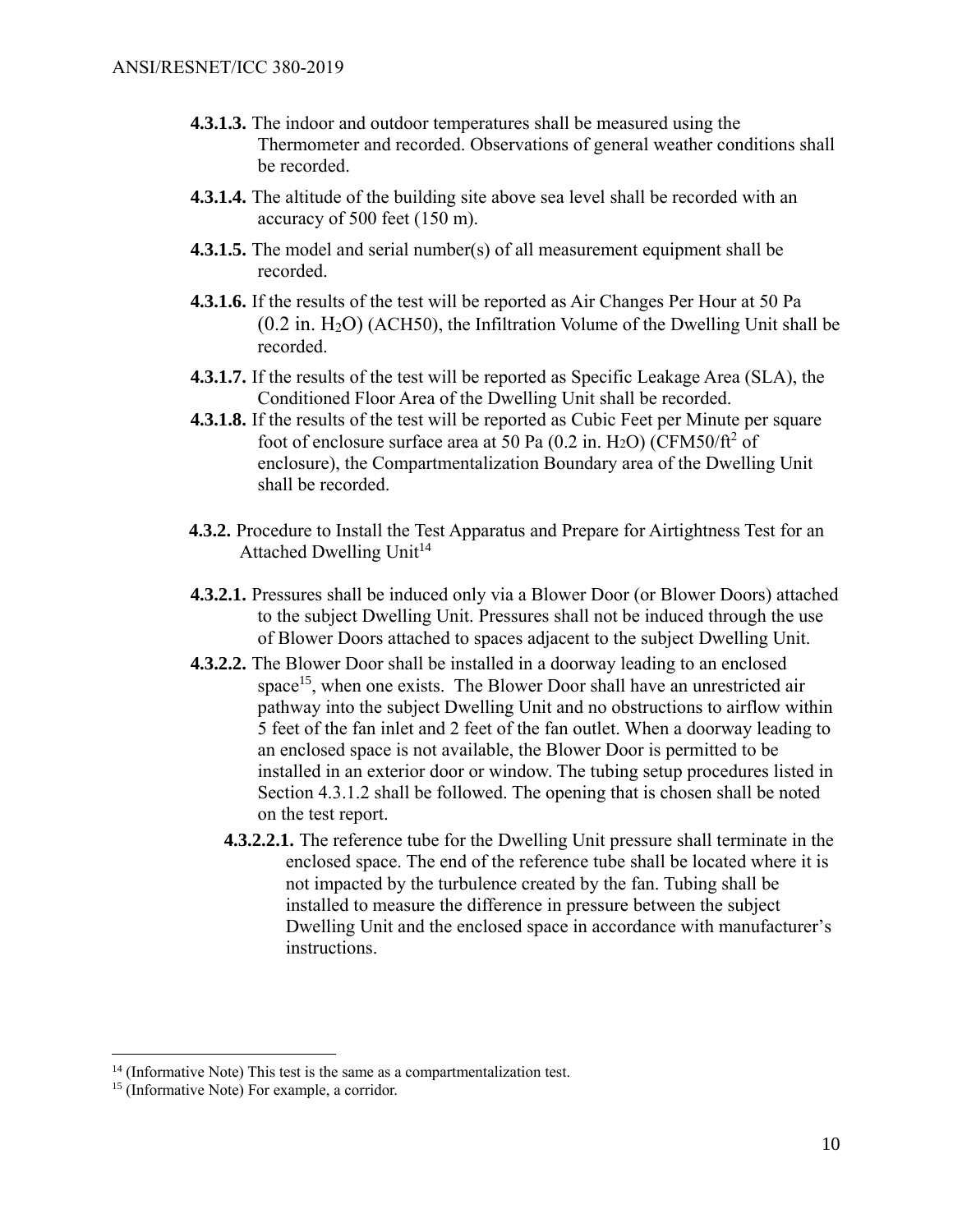**4.3.1.3.** The indoor and outdoor temperatures shall be measured using the Thermometer and recorded. Observations of general weather conditions shall be recorded.

**4.3.1.4.** The altitude of the building site above sea level shall be recorded with an accuracy of 500 feet (150 m).

**4.3.1.5.** The model and serial number(s) of all measurement equipment shall be recorded.

**4.3.1.6.** If the results of the test will be reported as Air Changes Per Hour at 50 Pa (0.2 in. $H_2O$) (ACH50), the Infiltration Volume of the Dwelling Unit shall be recorded.

**4.3.1.7.** If the results of the test will be reported as Specific Leakage Area (SLA), the Conditioned Floor Area of the Dwelling Unit shall be recorded.

**4.3.1.8.** If the results of the test will be reported as Cubic Feet per Minute per square foot of enclosure surface area at 50 Pa (0.2 in. $H_2O$) (CFM50/$ft^2$ of enclosure), the Compartmentalization Boundary area of the Dwelling Unit shall be recorded.

**4.3.2.** Procedure to Install the Test Apparatus and Prepare for Airtightness Test for an Attached Dwelling Unit[14]

**4.3.2.1.** Pressures shall be induced only via a Blower Door (or Blower Doors) attached to the subject Dwelling Unit. Pressures shall not be induced through the use of Blower Doors attached to spaces adjacent to the subject Dwelling Unit.

**4.3.2.2.** The Blower Door shall be installed in a doorway leading to an enclosed space[15], when one exists. The Blower Door shall have an unrestricted air pathway into the subject Dwelling Unit and no obstructions to airflow within 5 feet of the fan inlet and 2 feet of the fan outlet. When a doorway leading to an enclosed space is not available, the Blower Door is permitted to be installed in an exterior door or window. The tubing setup procedures listed in Section 4.3.1.2 shall be followed. The opening that is chosen shall be noted on the test report.

**4.3.2.2.1.** The reference tube for the Dwelling Unit pressure shall terminate in the enclosed space. The end of the reference tube shall be located where it is not impacted by the turbulence created by the fan. Tubing shall be installed to measure the difference in pressure between the subject Dwelling Unit and the enclosed space in accordance with manufacturer's instructions.

---

[14] (Informative Note) This test is the same as a compartmentalization test.

[15] (Informative Note) For example, a corridor.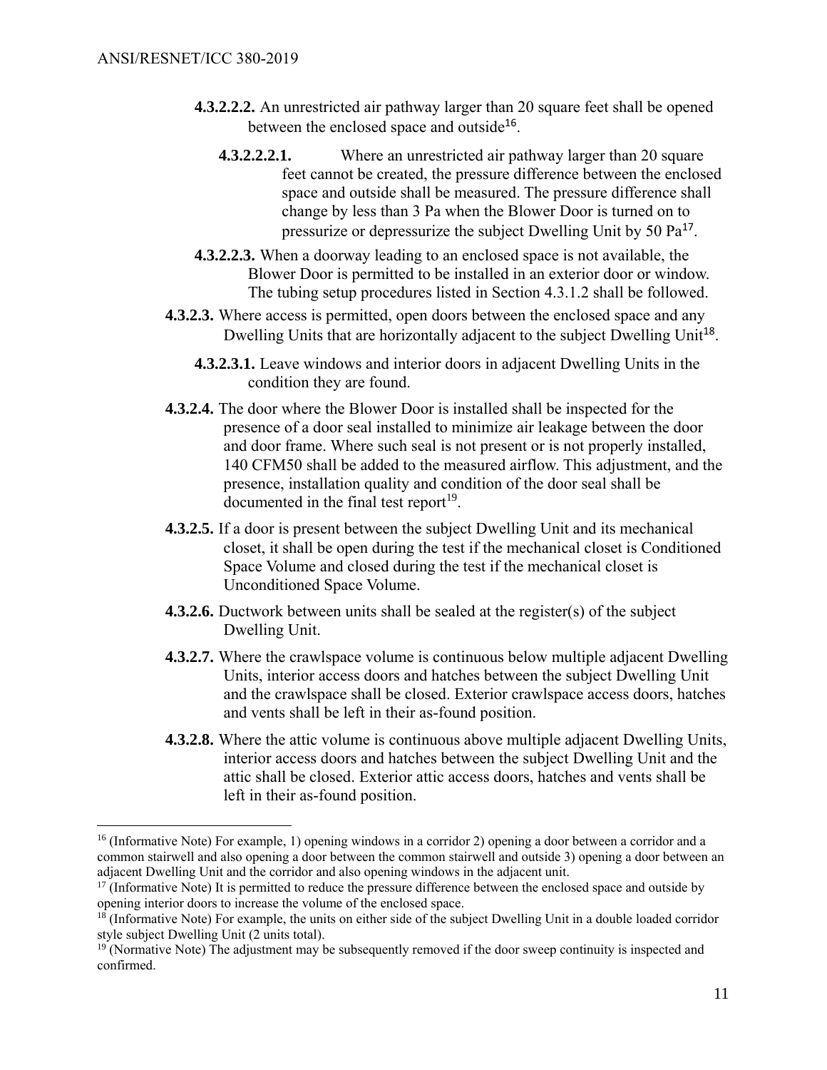**4.3.2.2.2.** An unrestricted air pathway larger than 20 square feet shall be opened between the enclosed space and outside[16].

**4.3.2.2.2.1.** Where an unrestricted air pathway larger than 20 square feet cannot be created, the pressure difference between the enclosed space and outside shall be measured. The pressure difference shall change by less than 3 Pa when the Blower Door is turned on to pressurize or depressurize the subject Dwelling Unit by 50 Pa[17].

**4.3.2.2.3.** When a doorway leading to an enclosed space is not available, the Blower Door is permitted to be installed in an exterior door or window. The tubing setup procedures listed in Section 4.3.1.2 shall be followed.

**4.3.2.3.** Where access is permitted, open doors between the enclosed space and any Dwelling Units that are horizontally adjacent to the subject Dwelling Unit[18].

**4.3.2.3.1.** Leave windows and interior doors in adjacent Dwelling Units in the condition they are found.

**4.3.2.4.** The door where the Blower Door is installed shall be inspected for the presence of a door seal installed to minimize air leakage between the door and door frame. Where such seal is not present or is not properly installed, 140 CFM50 shall be added to the measured airflow. This adjustment, and the presence, installation quality and condition of the door seal shall be documented in the final test report[19].

**4.3.2.5.** If a door is present between the subject Dwelling Unit and its mechanical closet, it shall be open during the test if the mechanical closet is Conditioned Space Volume and closed during the test if the mechanical closet is Unconditioned Space Volume.

**4.3.2.6.** Ductwork between units shall be sealed at the register(s) of the subject Dwelling Unit.

**4.3.2.7.** Where the crawlspace volume is continuous below multiple adjacent Dwelling Units, interior access doors and hatches between the subject Dwelling Unit and the crawlspace shall be closed. Exterior crawlspace access doors, hatches and vents shall be left in their as-found position.

**4.3.2.8.** Where the attic volume is continuous above multiple adjacent Dwelling Units, interior access doors and hatches between the subject Dwelling Unit and the attic shall be closed. Exterior attic access doors, hatches and vents shall be left in their as-found position.

---

[16] (Informative Note) For example, 1) opening windows in a corridor 2) opening a door between a corridor and a common stairwell and also opening a door between the common stairwell and outside 3) opening a door between an adjacent Dwelling Unit and the corridor and also opening windows in the adjacent unit.

[17] (Informative Note) It is permitted to reduce the pressure difference between the enclosed space and outside by opening interior doors to increase the volume of the enclosed space.

[18] (Informative Note) For example, the units on either side of the subject Dwelling Unit in a double loaded corridor style subject Dwelling Unit (2 units total).

[19] (Normative Note) The adjustment may be subsequently removed if the door sweep continuity is inspected and confirmed.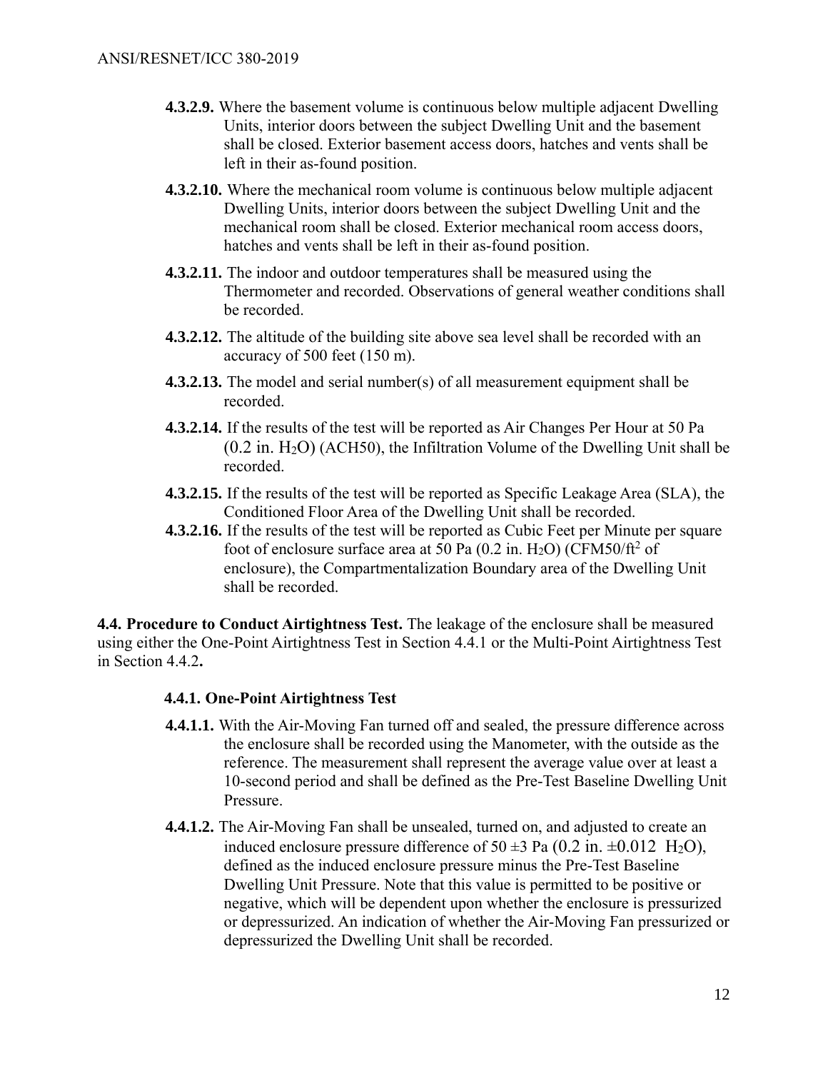**4.3.2.9.** Where the basement volume is continuous below multiple adjacent Dwelling Units, interior doors between the subject Dwelling Unit and the basement shall be closed. Exterior basement access doors, hatches and vents shall be left in their as-found position.

**4.3.2.10.** Where the mechanical room volume is continuous below multiple adjacent Dwelling Units, interior doors between the subject Dwelling Unit and the mechanical room shall be closed. Exterior mechanical room access doors, hatches and vents shall be left in their as-found position.

**4.3.2.11.** The indoor and outdoor temperatures shall be measured using the Thermometer and recorded. Observations of general weather conditions shall be recorded.

**4.3.2.12.** The altitude of the building site above sea level shall be recorded with an accuracy of 500 feet (150 m).

**4.3.2.13.** The model and serial number(s) of all measurement equipment shall be recorded.

**4.3.2.14.** If the results of the test will be reported as Air Changes Per Hour at 50 Pa (0.2 in. $H_2O$) (ACH50), the Infiltration Volume of the Dwelling Unit shall be recorded.

**4.3.2.15.** If the results of the test will be reported as Specific Leakage Area (SLA), the Conditioned Floor Area of the Dwelling Unit shall be recorded.

**4.3.2.16.** If the results of the test will be reported as Cubic Feet per Minute per square foot of enclosure surface area at 50 Pa (0.2 in. $H_2O$) (CFM50/ft$^2$ of enclosure), the Compartmentalization Boundary area of the Dwelling Unit shall be recorded.

**4.4. Procedure to Conduct Airtightness Test.** The leakage of the enclosure shall be measured using either the One-Point Airtightness Test in Section 4.4.1 or the Multi-Point Airtightness Test in Section 4.4.2**.**

### 4.4.1. One-Point Airtightness Test

**4.4.1.1.** With the Air-Moving Fan turned off and sealed, the pressure difference across the enclosure shall be recorded using the Manometer, with the outside as the reference. The measurement shall represent the average value over at least a 10-second period and shall be defined as the Pre-Test Baseline Dwelling Unit Pressure.

**4.4.1.2.** The Air-Moving Fan shall be unsealed, turned on, and adjusted to create an induced enclosure pressure difference of $50 \pm 3$ Pa (0.2 in. $\pm 0.012$ $H_2O$), defined as the induced enclosure pressure minus the Pre-Test Baseline Dwelling Unit Pressure. Note that this value is permitted to be positive or negative, which will be dependent upon whether the enclosure is pressurized or depressurized. An indication of whether the Air-Moving Fan pressurized or depressurized the Dwelling Unit shall be recorded.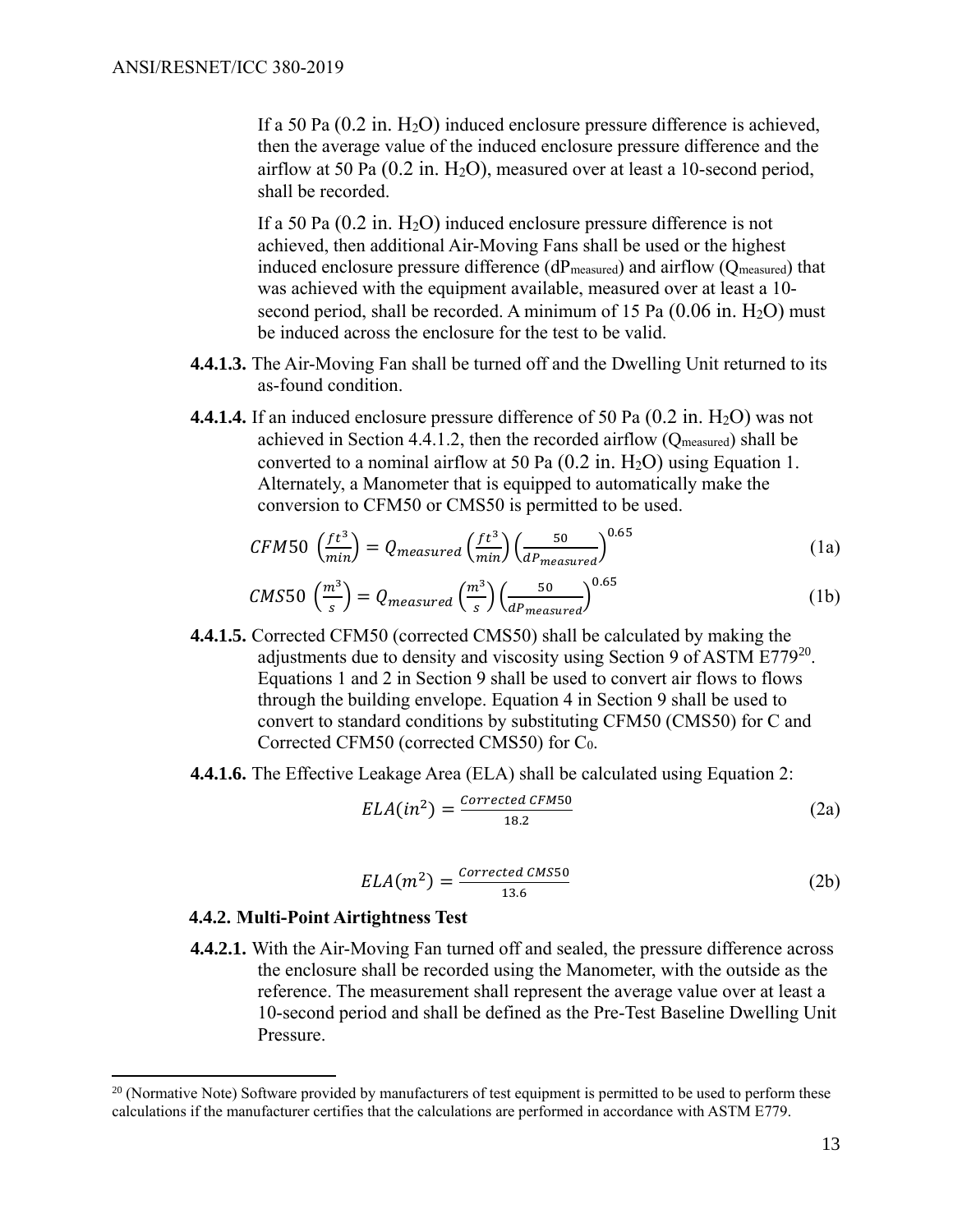If a 50 Pa (0.2 in. $H_2O$) induced enclosure pressure difference is achieved, then the average value of the induced enclosure pressure difference and the airflow at 50 Pa (0.2 in. $H_2O$), measured over at least a 10-second period, shall be recorded.

If a 50 Pa (0.2 in. $H_2O$) induced enclosure pressure difference is not achieved, then additional Air-Moving Fans shall be used or the highest induced enclosure pressure difference ($dP_{measured}$) and airflow ($Q_{measured}$) that was achieved with the equipment available, measured over at least a 10-second period, shall be recorded. A minimum of 15 Pa (0.06 in. $H_2O$) must be induced across the enclosure for the test to be valid.

**4.4.1.3.** The Air-Moving Fan shall be turned off and the Dwelling Unit returned to its as-found condition.

**4.4.1.4.** If an induced enclosure pressure difference of 50 Pa (0.2 in. $H_2O$) was not achieved in Section 4.4.1.2, then the recorded airflow ($Q_{measured}$) shall be converted to a nominal airflow at 50 Pa (0.2 in. $H_2O$) using Equation 1. Alternately, a Manometer that is equipped to automatically make the conversion to CFM50 or CMS50 is permitted to be used.

$$CFM50\ \left(\frac{ft^3}{min}\right) = Q_{measured}\left(\frac{ft^3}{min}\right)\left(\frac{50}{dP_{measured}}\right)^{0.65} \quad (1a)$$

$$CMS50\ \left(\frac{m^3}{s}\right) = Q_{measured}\left(\frac{m^3}{s}\right)\left(\frac{50}{dP_{measured}}\right)^{0.65} \quad (1b)$$

**4.4.1.5.** Corrected CFM50 (corrected CMS50) shall be calculated by making the adjustments due to density and viscosity using Section 9 of ASTM E779[20]. Equations 1 and 2 in Section 9 shall be used to convert air flows to flows through the building envelope. Equation 4 in Section 9 shall be used to convert to standard conditions by substituting CFM50 (CMS50) for C and Corrected CFM50 (corrected CMS50) for $C_0$.

**4.4.1.6.** The Effective Leakage Area (ELA) shall be calculated using Equation 2:

$$ELA(in^2) = \frac{Corrected\ CFM50}{18.2} \quad (2a)$$

$$ELA(m^2) = \frac{Corrected\ CMS50}{13.6} \quad (2b)$$

### 4.4.2. Multi-Point Airtightness Test

**4.4.2.1.** With the Air-Moving Fan turned off and sealed, the pressure difference across the enclosure shall be recorded using the Manometer, with the outside as the reference. The measurement shall represent the average value over at least a 10-second period and shall be defined as the Pre-Test Baseline Dwelling Unit Pressure.

[20] (Normative Note) Software provided by manufacturers of test equipment is permitted to be used to perform these calculations if the manufacturer certifies that the calculations are performed in accordance with ASTM E779.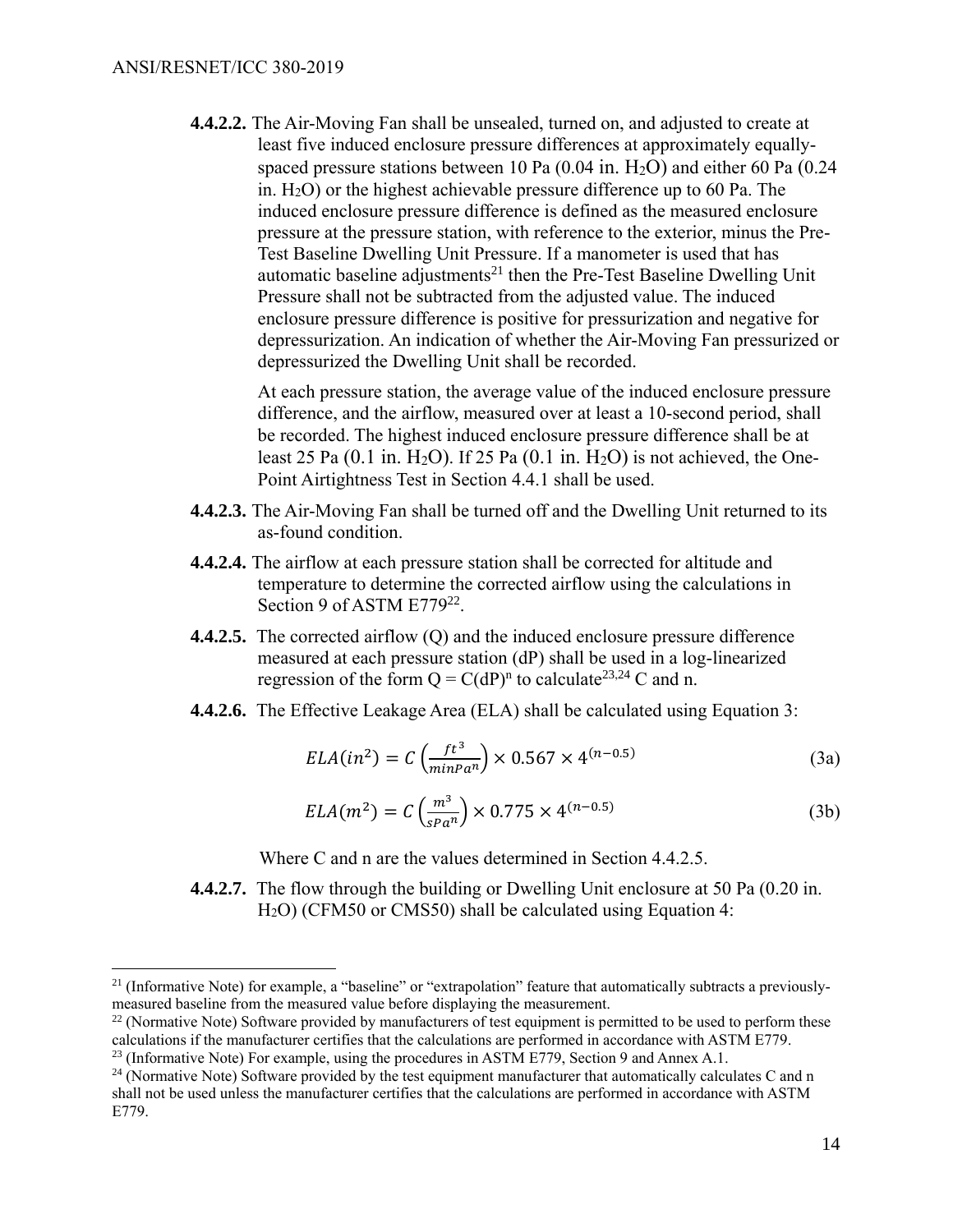**4.4.2.2.** The Air-Moving Fan shall be unsealed, turned on, and adjusted to create at least five induced enclosure pressure differences at approximately equally-spaced pressure stations between 10 Pa (0.04 in. $H_2O$) and either 60 Pa (0.24 in. $H_2O$) or the highest achievable pressure difference up to 60 Pa. The induced enclosure pressure difference is defined as the measured enclosure pressure at the pressure station, with reference to the exterior, minus the Pre-Test Baseline Dwelling Unit Pressure. If a manometer is used that has automatic baseline adjustments[21] then the Pre-Test Baseline Dwelling Unit Pressure shall not be subtracted from the adjusted value. The induced enclosure pressure difference is positive for pressurization and negative for depressurization. An indication of whether the Air-Moving Fan pressurized or depressurized the Dwelling Unit shall be recorded.

At each pressure station, the average value of the induced enclosure pressure difference, and the airflow, measured over at least a 10-second period, shall be recorded. The highest induced enclosure pressure difference shall be at least 25 Pa (0.1 in. $H_2O$). If 25 Pa (0.1 in. $H_2O$) is not achieved, the One-Point Airtightness Test in Section 4.4.1 shall be used.

**4.4.2.3.** The Air-Moving Fan shall be turned off and the Dwelling Unit returned to its as-found condition.

**4.4.2.4.** The airflow at each pressure station shall be corrected for altitude and temperature to determine the corrected airflow using the calculations in Section 9 of ASTM E779[22].

**4.4.2.5.** The corrected airflow (Q) and the induced enclosure pressure difference measured at each pressure station (dP) shall be used in a log-linearized regression of the form $Q = C(dP)^n$ to calculate[23,24] C and n.

**4.4.2.6.** The Effective Leakage Area (ELA) shall be calculated using Equation 3:

$$ELA(in^2) = C\left(\frac{ft^3}{minPa^n}\right) \times 0.567 \times 4^{(n-0.5)} \tag{3a}$$

$$ELA(m^2) = C\left(\frac{m^3}{sPa^n}\right) \times 0.775 \times 4^{(n-0.5)} \tag{3b}$$

Where C and n are the values determined in Section 4.4.2.5.

**4.4.2.7.** The flow through the building or Dwelling Unit enclosure at 50 Pa (0.20 in. $H_2O$) (CFM50 or CMS50) shall be calculated using Equation 4:

---

[21] (Informative Note) for example, a "baseline" or "extrapolation" feature that automatically subtracts a previously-measured baseline from the measured value before displaying the measurement.

[22] (Normative Note) Software provided by manufacturers of test equipment is permitted to be used to perform these calculations if the manufacturer certifies that the calculations are performed in accordance with ASTM E779.

[23] (Informative Note) For example, using the procedures in ASTM E779, Section 9 and Annex A.1.

[24] (Normative Note) Software provided by the test equipment manufacturer that automatically calculates C and n shall not be used unless the manufacturer certifies that the calculations are performed in accordance with ASTM E779.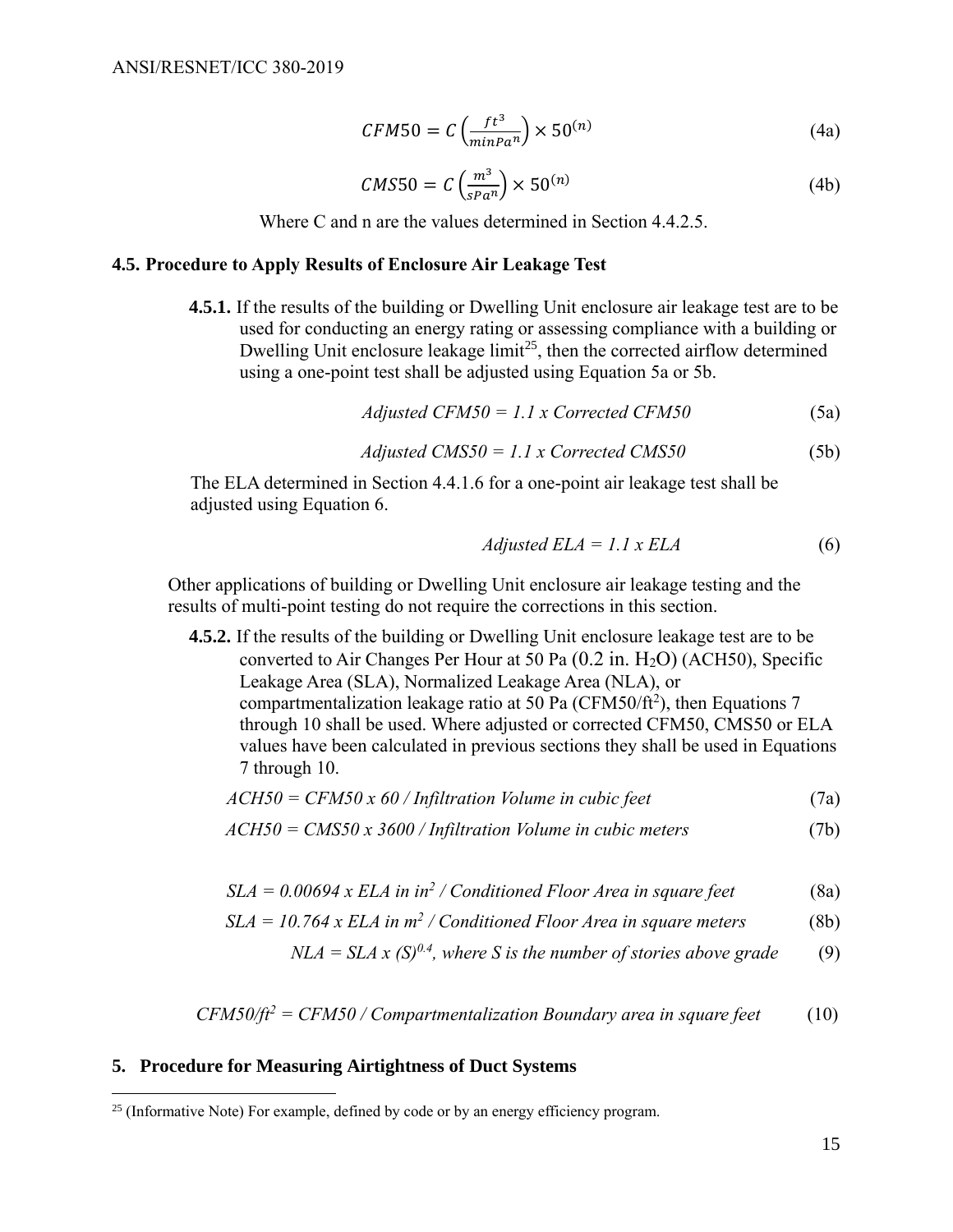$$CFM50 = C\left(\frac{ft^3}{minPa^n}\right) \times 50^{(n)} \tag{4a}$$

$$CMS50 = C\left(\frac{m^3}{sPa^n}\right) \times 50^{(n)} \tag{4b}$$

Where C and n are the values determined in Section 4.4.2.5.

### 4.5. Procedure to Apply Results of Enclosure Air Leakage Test

**4.5.1.** If the results of the building or Dwelling Unit enclosure air leakage test are to be used for conducting an energy rating or assessing compliance with a building or Dwelling Unit enclosure leakage limit[25], then the corrected airflow determined using a one-point test shall be adjusted using Equation 5a or 5b.

$$Adjusted\ CFM50 = 1.1 \times Corrected\ CFM50 \tag{5a}$$

$$Adjusted\ CMS50 = 1.1 \times Corrected\ CMS50 \tag{5b}$$

The ELA determined in Section 4.4.1.6 for a one-point air leakage test shall be adjusted using Equation 6.

$$Adjusted\ ELA = 1.1 \times ELA \tag{6}$$

Other applications of building or Dwelling Unit enclosure air leakage testing and the results of multi-point testing do not require the corrections in this section.

**4.5.2.** If the results of the building or Dwelling Unit enclosure leakage test are to be converted to Air Changes Per Hour at 50 Pa (0.2 in. $H_2O$) (ACH50), Specific Leakage Area (SLA), Normalized Leakage Area (NLA), or compartmentalization leakage ratio at 50 Pa (CFM50/ft$^2$), then Equations 7 through 10 shall be used. Where adjusted or corrected CFM50, CMS50 or ELA values have been calculated in previous sections they shall be used in Equations 7 through 10.

$$ACH50 = CFM50 \times 60 \,/\, Infiltration\ Volume\ in\ cubic\ feet \tag{7a}$$

$$ACH50 = CMS50 \times 3600 \,/\, Infiltration\ Volume\ in\ cubic\ meters \tag{7b}$$

$$SLA = 0.00694 \times ELA\ in\ in^2 \,/\, Conditioned\ Floor\ Area\ in\ square\ feet \tag{8a}$$

$$SLA = 10.764 \times ELA\ in\ m^2 \,/\, Conditioned\ Floor\ Area\ in\ square\ meters \tag{8b}$$

$$NLA = SLA \times (S)^{0.4},\ where\ S\ is\ the\ number\ of\ stories\ above\ grade \tag{9}$$

$$CFM50/ft^2 = CFM50 \,/\, Compartmentalization\ Boundary\ area\ in\ square\ feet \tag{10}$$

## 5. Procedure for Measuring Airtightness of Duct Systems

[25] (Informative Note) For example, defined by code or by an energy efficiency program.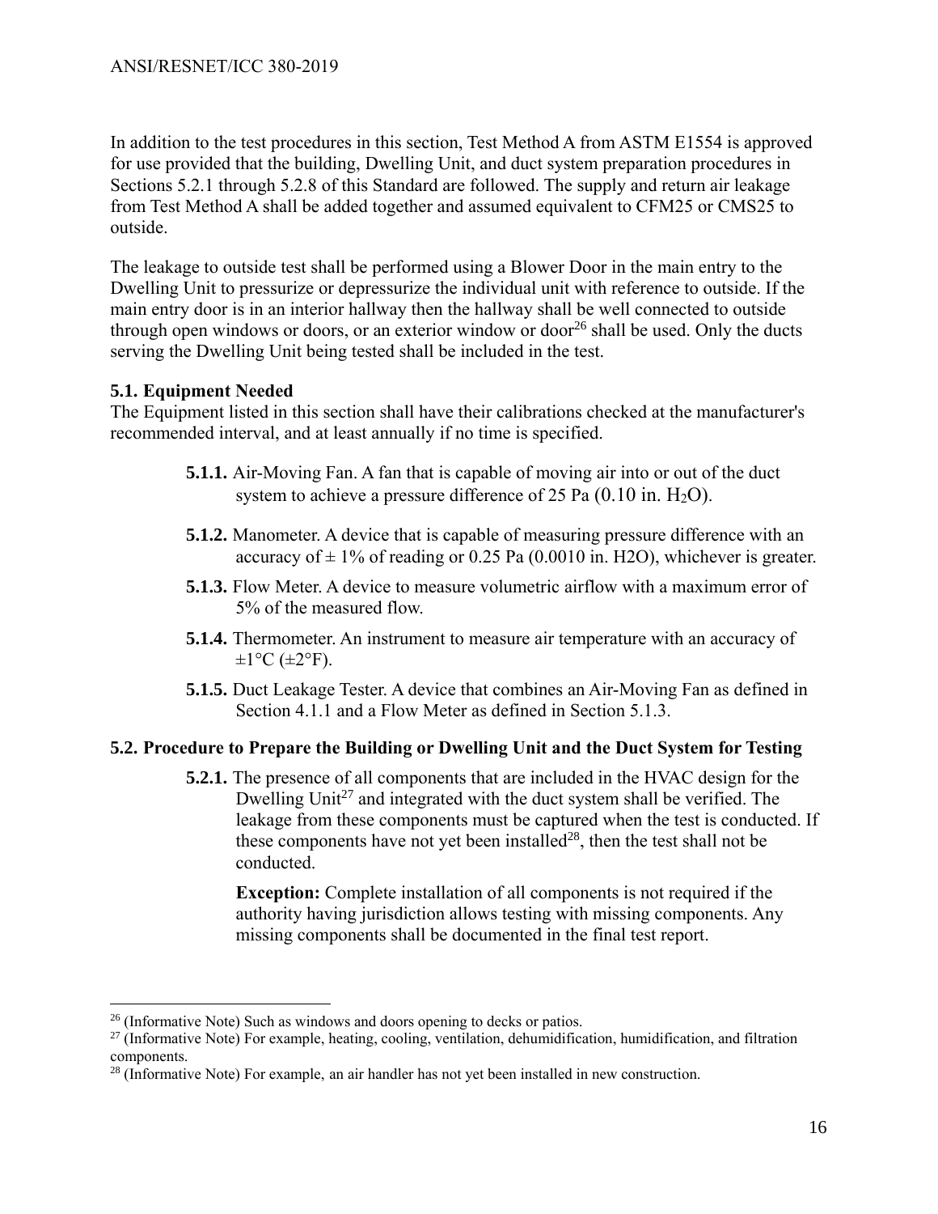In addition to the test procedures in this section, Test Method A from ASTM E1554 is approved for use provided that the building, Dwelling Unit, and duct system preparation procedures in Sections 5.2.1 through 5.2.8 of this Standard are followed. The supply and return air leakage from Test Method A shall be added together and assumed equivalent to CFM25 or CMS25 to outside.

The leakage to outside test shall be performed using a Blower Door in the main entry to the Dwelling Unit to pressurize or depressurize the individual unit with reference to outside. If the main entry door is in an interior hallway then the hallway shall be well connected to outside through open windows or doors, or an exterior window or door[26] shall be used. Only the ducts serving the Dwelling Unit being tested shall be included in the test.

### 5.1. Equipment Needed

The Equipment listed in this section shall have their calibrations checked at the manufacturer's recommended interval, and at least annually if no time is specified.

- **5.1.1.** Air-Moving Fan. A fan that is capable of moving air into or out of the duct system to achieve a pressure difference of 25 Pa (0.10 in. $H_2O$).
- **5.1.2.** Manometer. A device that is capable of measuring pressure difference with an accuracy of ± 1% of reading or 0.25 Pa (0.0010 in. H2O), whichever is greater.
- **5.1.3.** Flow Meter. A device to measure volumetric airflow with a maximum error of 5% of the measured flow.
- **5.1.4.** Thermometer. An instrument to measure air temperature with an accuracy of ±1°C (±2°F).
- **5.1.5.** Duct Leakage Tester. A device that combines an Air-Moving Fan as defined in Section 4.1.1 and a Flow Meter as defined in Section 5.1.3.

### 5.2. Procedure to Prepare the Building or Dwelling Unit and the Duct System for Testing

**5.2.1.** The presence of all components that are included in the HVAC design for the Dwelling Unit[27] and integrated with the duct system shall be verified. The leakage from these components must be captured when the test is conducted. If these components have not yet been installed[28], then the test shall not be conducted.

**Exception:** Complete installation of all components is not required if the authority having jurisdiction allows testing with missing components. Any missing components shall be documented in the final test report.

---

[26] (Informative Note) Such as windows and doors opening to decks or patios.

[27] (Informative Note) For example, heating, cooling, ventilation, dehumidification, humidification, and filtration components.

[28] (Informative Note) For example, an air handler has not yet been installed in new construction.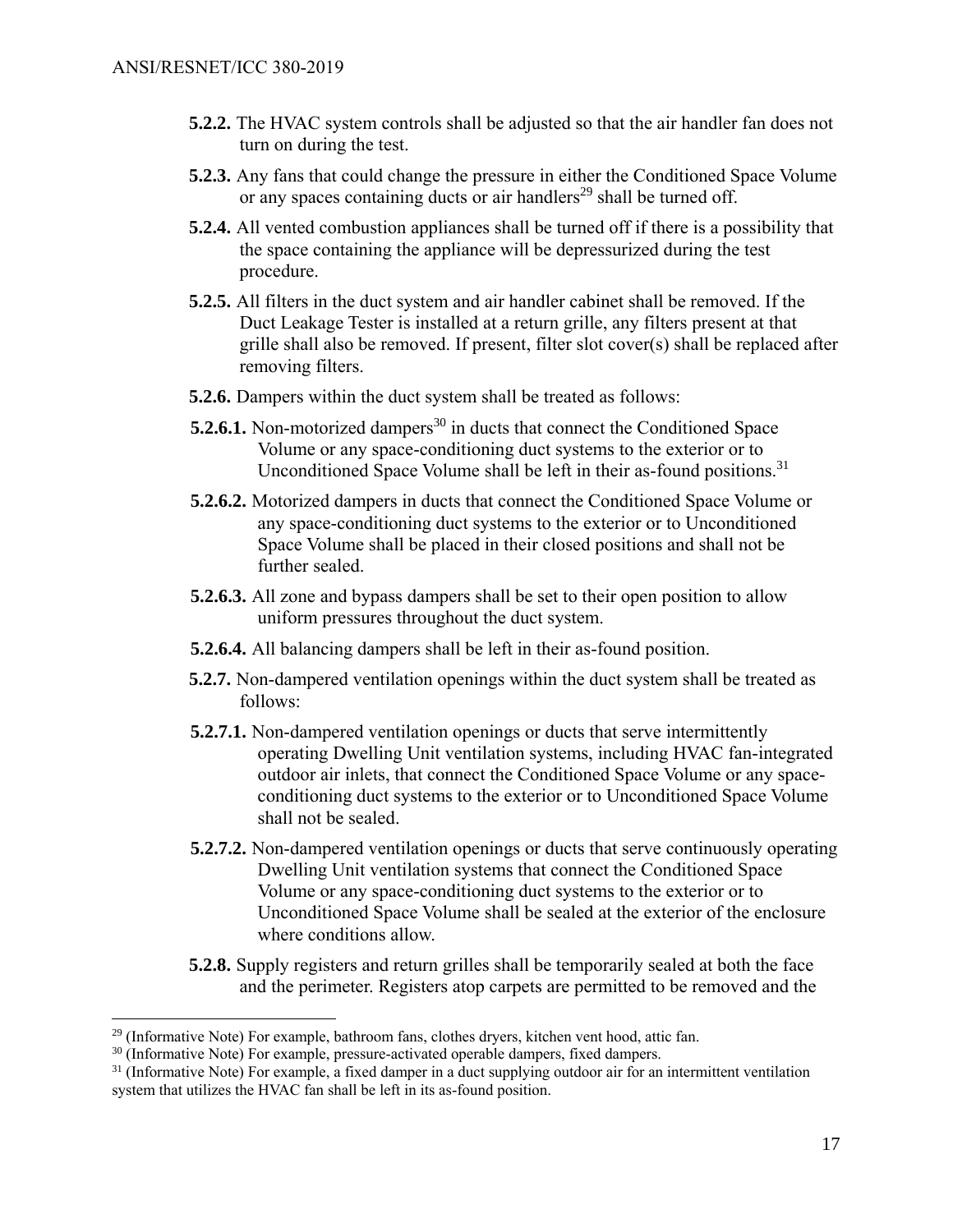**5.2.2.** The HVAC system controls shall be adjusted so that the air handler fan does not turn on during the test.

**5.2.3.** Any fans that could change the pressure in either the Conditioned Space Volume or any spaces containing ducts or air handlers[29] shall be turned off.

**5.2.4.** All vented combustion appliances shall be turned off if there is a possibility that the space containing the appliance will be depressurized during the test procedure.

**5.2.5.** All filters in the duct system and air handler cabinet shall be removed. If the Duct Leakage Tester is installed at a return grille, any filters present at that grille shall also be removed. If present, filter slot cover(s) shall be replaced after removing filters.

**5.2.6.** Dampers within the duct system shall be treated as follows:

**5.2.6.1.** Non-motorized dampers[30] in ducts that connect the Conditioned Space Volume or any space-conditioning duct systems to the exterior or to Unconditioned Space Volume shall be left in their as-found positions.[31]

**5.2.6.2.** Motorized dampers in ducts that connect the Conditioned Space Volume or any space-conditioning duct systems to the exterior or to Unconditioned Space Volume shall be placed in their closed positions and shall not be further sealed.

**5.2.6.3.** All zone and bypass dampers shall be set to their open position to allow uniform pressures throughout the duct system.

**5.2.6.4.** All balancing dampers shall be left in their as-found position.

**5.2.7.** Non-dampered ventilation openings within the duct system shall be treated as follows:

**5.2.7.1.** Non-dampered ventilation openings or ducts that serve intermittently operating Dwelling Unit ventilation systems, including HVAC fan-integrated outdoor air inlets, that connect the Conditioned Space Volume or any space-conditioning duct systems to the exterior or to Unconditioned Space Volume shall not be sealed.

**5.2.7.2.** Non-dampered ventilation openings or ducts that serve continuously operating Dwelling Unit ventilation systems that connect the Conditioned Space Volume or any space-conditioning duct systems to the exterior or to Unconditioned Space Volume shall be sealed at the exterior of the enclosure where conditions allow.

**5.2.8.** Supply registers and return grilles shall be temporarily sealed at both the face and the perimeter. Registers atop carpets are permitted to be removed and the

---

[29] (Informative Note) For example, bathroom fans, clothes dryers, kitchen vent hood, attic fan.

[30] (Informative Note) For example, pressure-activated operable dampers, fixed dampers.

[31] (Informative Note) For example, a fixed damper in a duct supplying outdoor air for an intermittent ventilation system that utilizes the HVAC fan shall be left in its as-found position.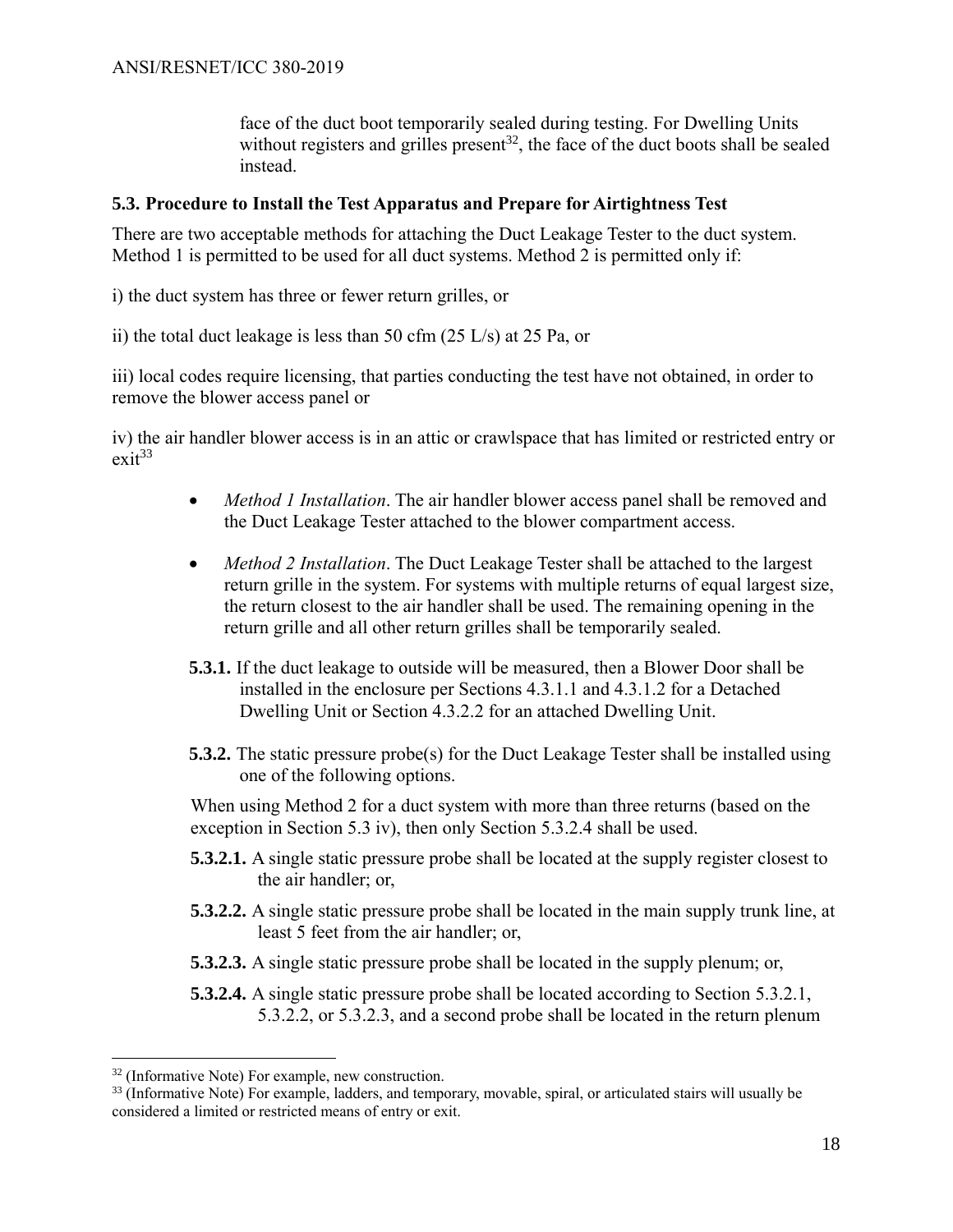face of the duct boot temporarily sealed during testing. For Dwelling Units without registers and grilles present[32], the face of the duct boots shall be sealed instead.

### 5.3. Procedure to Install the Test Apparatus and Prepare for Airtightness Test

There are two acceptable methods for attaching the Duct Leakage Tester to the duct system. Method 1 is permitted to be used for all duct systems. Method 2 is permitted only if:

i) the duct system has three or fewer return grilles, or

ii) the total duct leakage is less than 50 cfm (25 L/s) at 25 Pa, or

iii) local codes require licensing, that parties conducting the test have not obtained, in order to remove the blower access panel or

iv) the air handler blower access is in an attic or crawlspace that has limited or restricted entry or exit[33]

- *Method 1 Installation*. The air handler blower access panel shall be removed and the Duct Leakage Tester attached to the blower compartment access.
- *Method 2 Installation*. The Duct Leakage Tester shall be attached to the largest return grille in the system. For systems with multiple returns of equal largest size, the return closest to the air handler shall be used. The remaining opening in the return grille and all other return grilles shall be temporarily sealed.

**5.3.1.** If the duct leakage to outside will be measured, then a Blower Door shall be installed in the enclosure per Sections 4.3.1.1 and 4.3.1.2 for a Detached Dwelling Unit or Section 4.3.2.2 for an attached Dwelling Unit.

**5.3.2.** The static pressure probe(s) for the Duct Leakage Tester shall be installed using one of the following options.

When using Method 2 for a duct system with more than three returns (based on the exception in Section 5.3 iv), then only Section 5.3.2.4 shall be used.

**5.3.2.1.** A single static pressure probe shall be located at the supply register closest to the air handler; or,

**5.3.2.2.** A single static pressure probe shall be located in the main supply trunk line, at least 5 feet from the air handler; or,

**5.3.2.3.** A single static pressure probe shall be located in the supply plenum; or,

**5.3.2.4.** A single static pressure probe shall be located according to Section 5.3.2.1, 5.3.2.2, or 5.3.2.3, and a second probe shall be located in the return plenum

---

[32] (Informative Note) For example, new construction.

[33] (Informative Note) For example, ladders, and temporary, movable, spiral, or articulated stairs will usually be considered a limited or restricted means of entry or exit.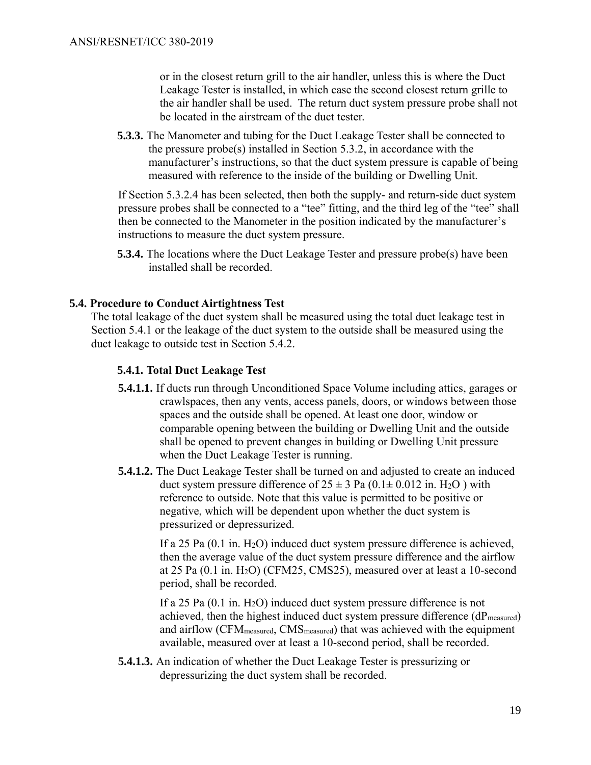or in the closest return grill to the air handler, unless this is where the Duct Leakage Tester is installed, in which case the second closest return grille to the air handler shall be used. The return duct system pressure probe shall not be located in the airstream of the duct tester.

**5.3.3.** The Manometer and tubing for the Duct Leakage Tester shall be connected to the pressure probe(s) installed in Section 5.3.2, in accordance with the manufacturer's instructions, so that the duct system pressure is capable of being measured with reference to the inside of the building or Dwelling Unit.

If Section 5.3.2.4 has been selected, then both the supply- and return-side duct system pressure probes shall be connected to a "tee" fitting, and the third leg of the "tee" shall then be connected to the Manometer in the position indicated by the manufacturer's instructions to measure the duct system pressure.

**5.3.4.** The locations where the Duct Leakage Tester and pressure probe(s) have been installed shall be recorded.

## 5.4. Procedure to Conduct Airtightness Test

The total leakage of the duct system shall be measured using the total duct leakage test in Section 5.4.1 or the leakage of the duct system to the outside shall be measured using the duct leakage to outside test in Section 5.4.2.

### 5.4.1. Total Duct Leakage Test

**5.4.1.1.** If ducts run through Unconditioned Space Volume including attics, garages or crawlspaces, then any vents, access panels, doors, or windows between those spaces and the outside shall be opened. At least one door, window or comparable opening between the building or Dwelling Unit and the outside shall be opened to prevent changes in building or Dwelling Unit pressure when the Duct Leakage Tester is running.

**5.4.1.2.** The Duct Leakage Tester shall be turned on and adjusted to create an induced duct system pressure difference of $25 \pm 3$ Pa ($0.1 \pm 0.012$ in. $H_2O$ ) with reference to outside. Note that this value is permitted to be positive or negative, which will be dependent upon whether the duct system is pressurized or depressurized.

If a 25 Pa (0.1 in. $H_2O$) induced duct system pressure difference is achieved, then the average value of the duct system pressure difference and the airflow at 25 Pa (0.1 in. $H_2O$) (CFM25, CMS25), measured over at least a 10-second period, shall be recorded.

If a 25 Pa (0.1 in. $H_2O$) induced duct system pressure difference is not achieved, then the highest induced duct system pressure difference ($dP_{measured}$) and airflow ($CFM_{measured}$, $CMS_{measured}$) that was achieved with the equipment available, measured over at least a 10-second period, shall be recorded.

**5.4.1.3.** An indication of whether the Duct Leakage Tester is pressurizing or depressurizing the duct system shall be recorded.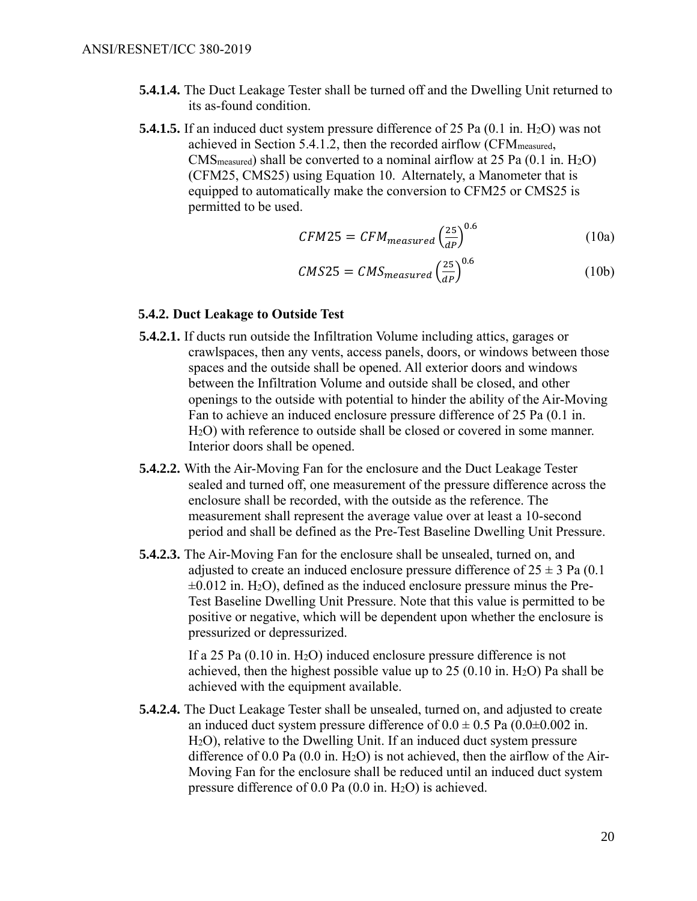**5.4.1.4.** The Duct Leakage Tester shall be turned off and the Dwelling Unit returned to its as-found condition.

**5.4.1.5.** If an induced duct system pressure difference of 25 Pa (0.1 in. $H_2O$) was not achieved in Section 5.4.1.2, then the recorded airflow ($CFM_{measured}$, $CMS_{measured}$) shall be converted to a nominal airflow at 25 Pa (0.1 in. $H_2O$) (CFM25, CMS25) using Equation 10. Alternately, a Manometer that is equipped to automatically make the conversion to CFM25 or CMS25 is permitted to be used.

$$CFM25 = CFM_{measured}\left(\frac{25}{dP}\right)^{0.6} \tag{10a}$$

$$CMS25 = CMS_{measured}\left(\frac{25}{dP}\right)^{0.6} \tag{10b}$$

### 5.4.2. Duct Leakage to Outside Test

**5.4.2.1.** If ducts run outside the Infiltration Volume including attics, garages or crawlspaces, then any vents, access panels, doors, or windows between those spaces and the outside shall be opened. All exterior doors and windows between the Infiltration Volume and outside shall be closed, and other openings to the outside with potential to hinder the ability of the Air-Moving Fan to achieve an induced enclosure pressure difference of 25 Pa (0.1 in. $H_2O$) with reference to outside shall be closed or covered in some manner. Interior doors shall be opened.

**5.4.2.2.** With the Air-Moving Fan for the enclosure and the Duct Leakage Tester sealed and turned off, one measurement of the pressure difference across the enclosure shall be recorded, with the outside as the reference. The measurement shall represent the average value over at least a 10-second period and shall be defined as the Pre-Test Baseline Dwelling Unit Pressure.

**5.4.2.3.** The Air-Moving Fan for the enclosure shall be unsealed, turned on, and adjusted to create an induced enclosure pressure difference of $25 \pm 3$ Pa ($0.1 \pm 0.012$ in. $H_2O$), defined as the induced enclosure pressure minus the Pre-Test Baseline Dwelling Unit Pressure. Note that this value is permitted to be positive or negative, which will be dependent upon whether the enclosure is pressurized or depressurized.

If a 25 Pa (0.10 in. $H_2O$) induced enclosure pressure difference is not achieved, then the highest possible value up to 25 (0.10 in. $H_2O$) Pa shall be achieved with the equipment available.

**5.4.2.4.** The Duct Leakage Tester shall be unsealed, turned on, and adjusted to create an induced duct system pressure difference of $0.0 \pm 0.5$ Pa ($0.0 \pm 0.002$ in. $H_2O$), relative to the Dwelling Unit. If an induced duct system pressure difference of 0.0 Pa (0.0 in. $H_2O$) is not achieved, then the airflow of the Air-Moving Fan for the enclosure shall be reduced until an induced duct system pressure difference of 0.0 Pa (0.0 in. $H_2O$) is achieved.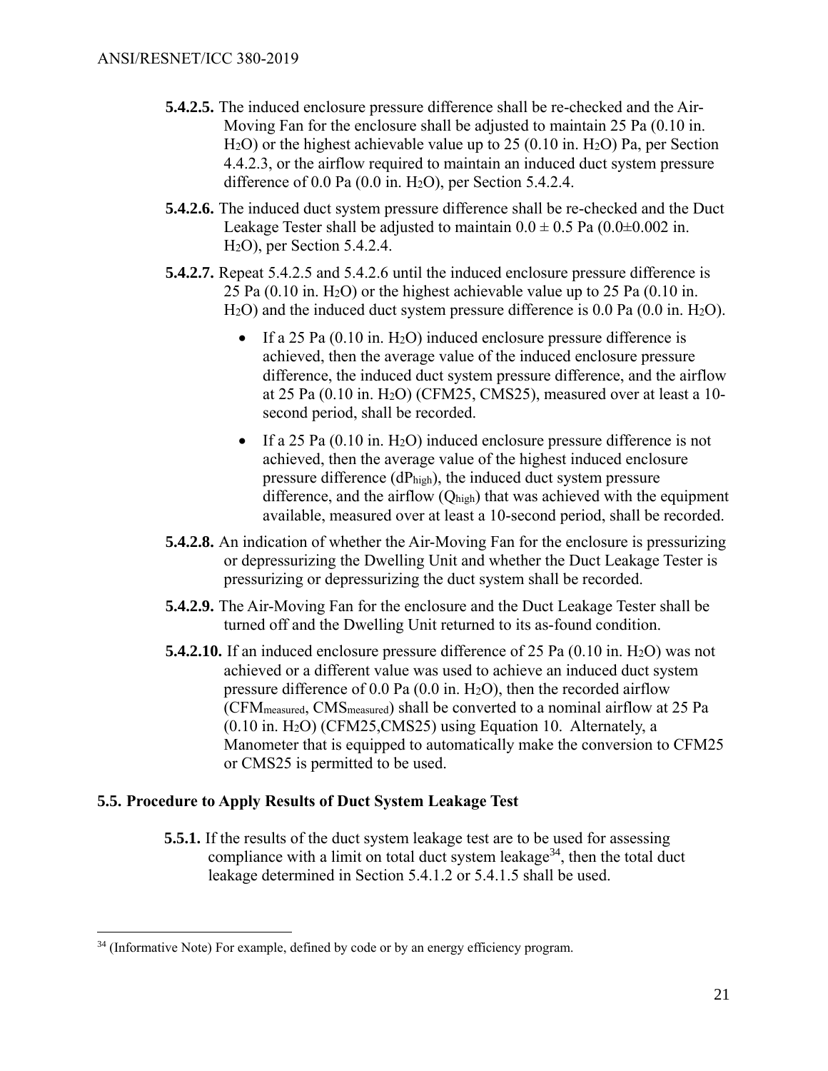**5.4.2.5.** The induced enclosure pressure difference shall be re-checked and the Air-Moving Fan for the enclosure shall be adjusted to maintain 25 Pa (0.10 in. $H_2O$) or the highest achievable value up to 25 (0.10 in. $H_2O$) Pa, per Section 4.4.2.3, or the airflow required to maintain an induced duct system pressure difference of 0.0 Pa (0.0 in. $H_2O$), per Section 5.4.2.4.

**5.4.2.6.** The induced duct system pressure difference shall be re-checked and the Duct Leakage Tester shall be adjusted to maintain $0.0 \pm 0.5$ Pa ($0.0 \pm 0.002$ in. $H_2O$), per Section 5.4.2.4.

**5.4.2.7.** Repeat 5.4.2.5 and 5.4.2.6 until the induced enclosure pressure difference is 25 Pa (0.10 in. $H_2O$) or the highest achievable value up to 25 Pa (0.10 in. $H_2O$) and the induced duct system pressure difference is 0.0 Pa (0.0 in. $H_2O$).

- If a 25 Pa (0.10 in. $H_2O$) induced enclosure pressure difference is achieved, then the average value of the induced enclosure pressure difference, the induced duct system pressure difference, and the airflow at 25 Pa (0.10 in. $H_2O$) (CFM25, CMS25), measured over at least a 10-second period, shall be recorded.
- If a 25 Pa (0.10 in. $H_2O$) induced enclosure pressure difference is not achieved, then the average value of the highest induced enclosure pressure difference ($dP_{high}$), the induced duct system pressure difference, and the airflow ($Q_{high}$) that was achieved with the equipment available, measured over at least a 10-second period, shall be recorded.

**5.4.2.8.** An indication of whether the Air-Moving Fan for the enclosure is pressurizing or depressurizing the Dwelling Unit and whether the Duct Leakage Tester is pressurizing or depressurizing the duct system shall be recorded.

**5.4.2.9.** The Air-Moving Fan for the enclosure and the Duct Leakage Tester shall be turned off and the Dwelling Unit returned to its as-found condition.

**5.4.2.10.** If an induced enclosure pressure difference of 25 Pa (0.10 in. $H_2O$) was not achieved or a different value was used to achieve an induced duct system pressure difference of 0.0 Pa (0.0 in. $H_2O$), then the recorded airflow ($CFM_{measured}$, $CMS_{measured}$) shall be converted to a nominal airflow at 25 Pa (0.10 in. $H_2O$) (CFM25,CMS25) using Equation 10. Alternately, a Manometer that is equipped to automatically make the conversion to CFM25 or CMS25 is permitted to be used.

### 5.5. Procedure to Apply Results of Duct System Leakage Test

**5.5.1.** If the results of the duct system leakage test are to be used for assessing compliance with a limit on total duct system leakage[34], then the total duct leakage determined in Section 5.4.1.2 or 5.4.1.5 shall be used.

---

[34] (Informative Note) For example, defined by code or by an energy efficiency program.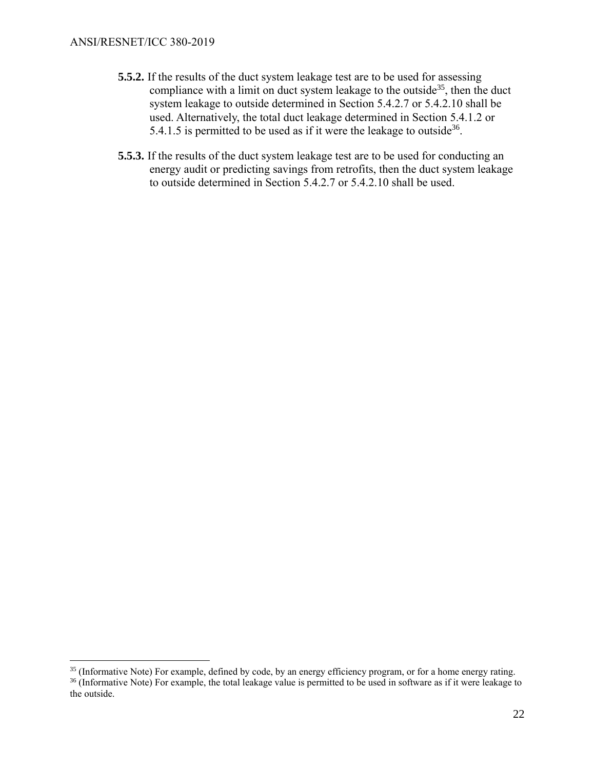**5.5.2.** If the results of the duct system leakage test are to be used for assessing compliance with a limit on duct system leakage to the outside[35], then the duct system leakage to outside determined in Section 5.4.2.7 or 5.4.2.10 shall be used. Alternatively, the total duct leakage determined in Section 5.4.1.2 or 5.4.1.5 is permitted to be used as if it were the leakage to outside[36].

**5.5.3.** If the results of the duct system leakage test are to be used for conducting an energy audit or predicting savings from retrofits, then the duct system leakage to outside determined in Section 5.4.2.7 or 5.4.2.10 shall be used.

---

[35] (Informative Note) For example, defined by code, by an energy efficiency program, or for a home energy rating.

[36] (Informative Note) For example, the total leakage value is permitted to be used in software as if it were leakage to the outside.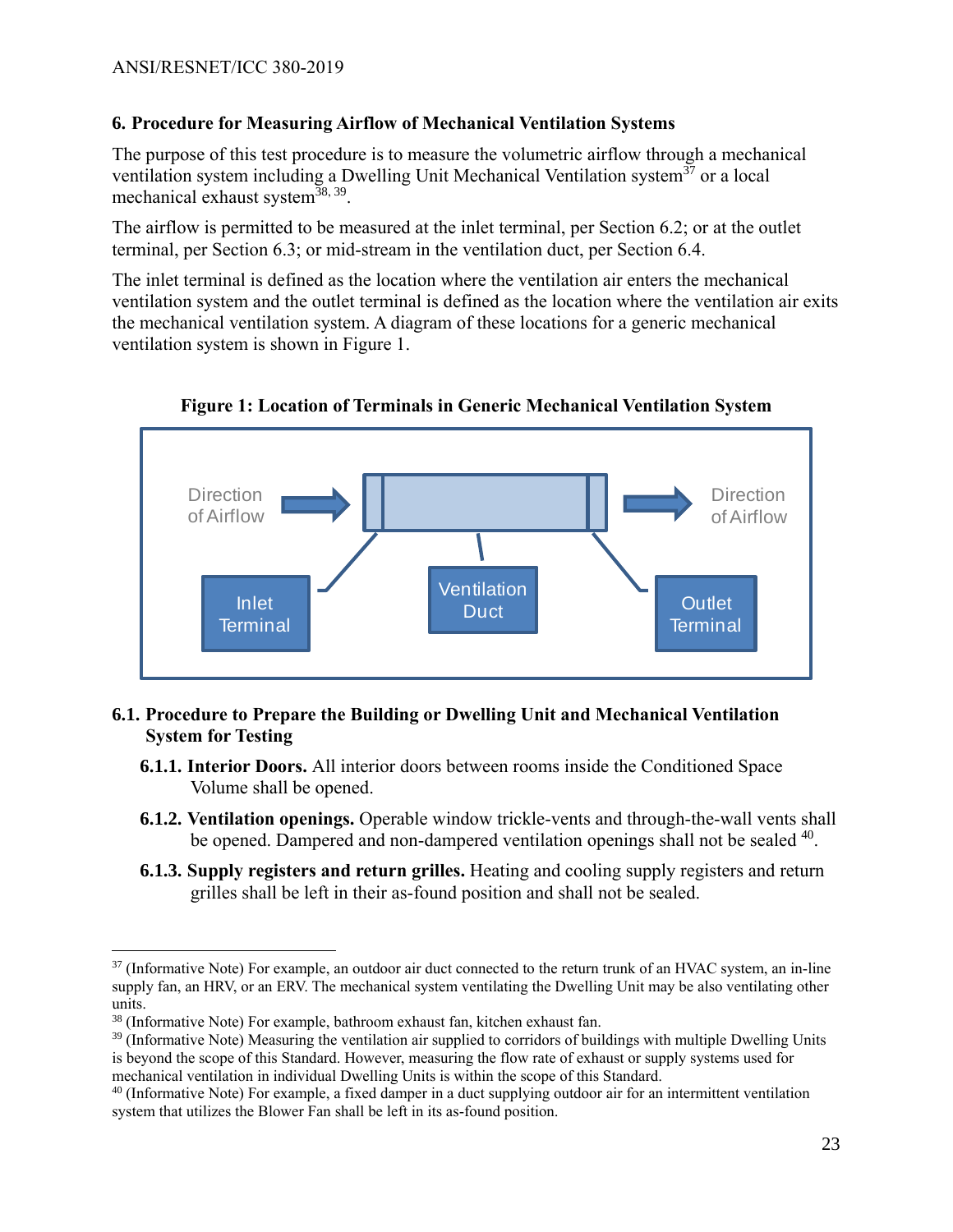## 6. Procedure for Measuring Airflow of Mechanical Ventilation Systems

The purpose of this test procedure is to measure the volumetric airflow through a mechanical ventilation system including a Dwelling Unit Mechanical Ventilation system[37] or a local mechanical exhaust system[38, 39].

The airflow is permitted to be measured at the inlet terminal, per Section 6.2; or at the outlet terminal, per Section 6.3; or mid-stream in the ventilation duct, per Section 6.4.

The inlet terminal is defined as the location where the ventilation air enters the mechanical ventilation system and the outlet terminal is defined as the location where the ventilation air exits the mechanical ventilation system. A diagram of these locations for a generic mechanical ventilation system is shown in Figure 1.

**Figure 1: Location of Terminals in Generic Mechanical Ventilation System**

Direction of Airflow → [Inlet Terminal | Ventilation Duct | Outlet Terminal] → Direction of Airflow

### 6.1. Procedure to Prepare the Building or Dwelling Unit and Mechanical Ventilation System for Testing

**6.1.1. Interior Doors.** All interior doors between rooms inside the Conditioned Space Volume shall be opened.

**6.1.2. Ventilation openings.** Operable window trickle-vents and through-the-wall vents shall be opened. Dampered and non-dampered ventilation openings shall not be sealed [40].

**6.1.3. Supply registers and return grilles.** Heating and cooling supply registers and return grilles shall be left in their as-found position and shall not be sealed.

---

[37] (Informative Note) For example, an outdoor air duct connected to the return trunk of an HVAC system, an in-line supply fan, an HRV, or an ERV. The mechanical system ventilating the Dwelling Unit may be also ventilating other units.

[38] (Informative Note) For example, bathroom exhaust fan, kitchen exhaust fan.

[39] (Informative Note) Measuring the ventilation air supplied to corridors of buildings with multiple Dwelling Units is beyond the scope of this Standard. However, measuring the flow rate of exhaust or supply systems used for mechanical ventilation in individual Dwelling Units is within the scope of this Standard.

[40] (Informative Note) For example, a fixed damper in a duct supplying outdoor air for an intermittent ventilation system that utilizes the Blower Fan shall be left in its as-found position.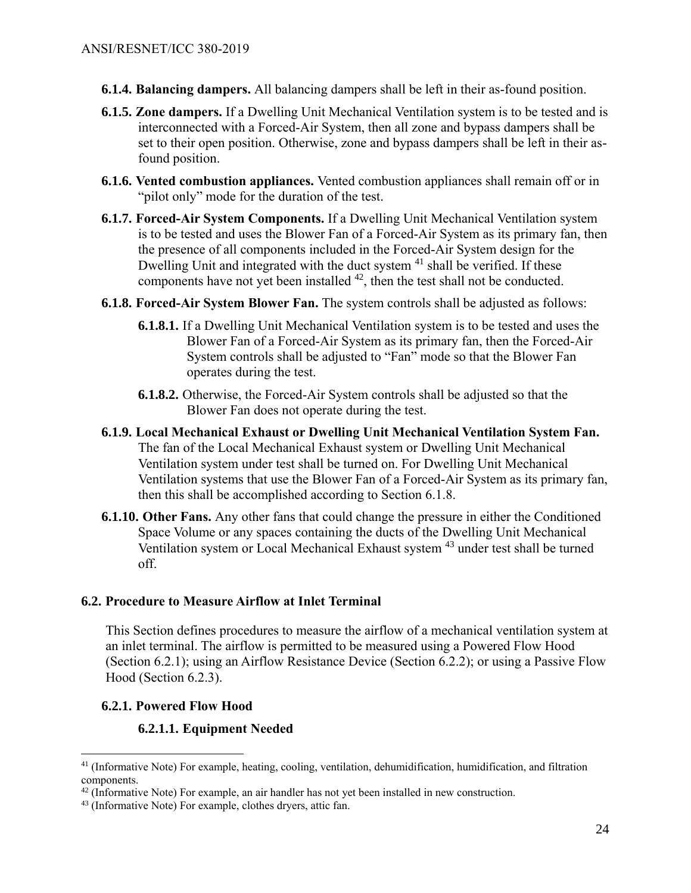**6.1.4. Balancing dampers.** All balancing dampers shall be left in their as-found position.

**6.1.5. Zone dampers.** If a Dwelling Unit Mechanical Ventilation system is to be tested and is interconnected with a Forced-Air System, then all zone and bypass dampers shall be set to their open position. Otherwise, zone and bypass dampers shall be left in their as-found position.

**6.1.6. Vented combustion appliances.** Vented combustion appliances shall remain off or in "pilot only" mode for the duration of the test.

**6.1.7. Forced-Air System Components.** If a Dwelling Unit Mechanical Ventilation system is to be tested and uses the Blower Fan of a Forced-Air System as its primary fan, then the presence of all components included in the Forced-Air System design for the Dwelling Unit and integrated with the duct system [41] shall be verified. If these components have not yet been installed [42], then the test shall not be conducted.

**6.1.8. Forced-Air System Blower Fan.** The system controls shall be adjusted as follows:

**6.1.8.1.** If a Dwelling Unit Mechanical Ventilation system is to be tested and uses the Blower Fan of a Forced-Air System as its primary fan, then the Forced-Air System controls shall be adjusted to "Fan" mode so that the Blower Fan operates during the test.

**6.1.8.2.** Otherwise, the Forced-Air System controls shall be adjusted so that the Blower Fan does not operate during the test.

**6.1.9. Local Mechanical Exhaust or Dwelling Unit Mechanical Ventilation System Fan.** The fan of the Local Mechanical Exhaust system or Dwelling Unit Mechanical Ventilation system under test shall be turned on. For Dwelling Unit Mechanical Ventilation systems that use the Blower Fan of a Forced-Air System as its primary fan, then this shall be accomplished according to Section 6.1.8.

**6.1.10. Other Fans.** Any other fans that could change the pressure in either the Conditioned Space Volume or any spaces containing the ducts of the Dwelling Unit Mechanical Ventilation system or Local Mechanical Exhaust system [43] under test shall be turned off.

## 6.2. Procedure to Measure Airflow at Inlet Terminal

This Section defines procedures to measure the airflow of a mechanical ventilation system at an inlet terminal. The airflow is permitted to be measured using a Powered Flow Hood (Section 6.2.1); using an Airflow Resistance Device (Section 6.2.2); or using a Passive Flow Hood (Section 6.2.3).

### 6.2.1. Powered Flow Hood

#### 6.2.1.1. Equipment Needed

---

[41] (Informative Note) For example, heating, cooling, ventilation, dehumidification, humidification, and filtration components.

[42] (Informative Note) For example, an air handler has not yet been installed in new construction.

[43] (Informative Note) For example, clothes dryers, attic fan.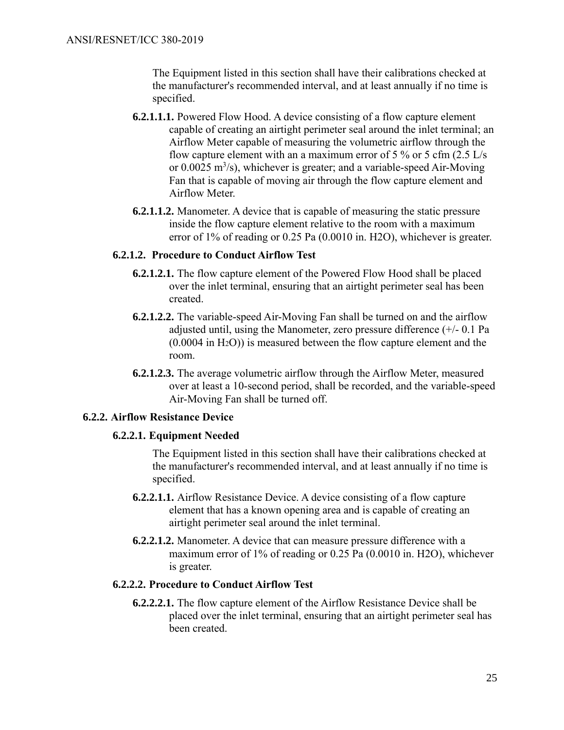The Equipment listed in this section shall have their calibrations checked at the manufacturer's recommended interval, and at least annually if no time is specified.

**6.2.1.1.1.** Powered Flow Hood. A device consisting of a flow capture element capable of creating an airtight perimeter seal around the inlet terminal; an Airflow Meter capable of measuring the volumetric airflow through the flow capture element with an a maximum error of 5 % or 5 cfm (2.5 L/s or 0.0025 $m^3/s$), whichever is greater; and a variable-speed Air-Moving Fan that is capable of moving air through the flow capture element and Airflow Meter.

**6.2.1.1.2.** Manometer. A device that is capable of measuring the static pressure inside the flow capture element relative to the room with a maximum error of 1% of reading or 0.25 Pa (0.0010 in. H2O), whichever is greater.

#### 6.2.1.2. Procedure to Conduct Airflow Test

**6.2.1.2.1.** The flow capture element of the Powered Flow Hood shall be placed over the inlet terminal, ensuring that an airtight perimeter seal has been created.

**6.2.1.2.2.** The variable-speed Air-Moving Fan shall be turned on and the airflow adjusted until, using the Manometer, zero pressure difference (+/- 0.1 Pa (0.0004 in $H_2O$)) is measured between the flow capture element and the room.

**6.2.1.2.3.** The average volumetric airflow through the Airflow Meter, measured over at least a 10-second period, shall be recorded, and the variable-speed Air-Moving Fan shall be turned off.

### 6.2.2. Airflow Resistance Device

#### 6.2.2.1. Equipment Needed

The Equipment listed in this section shall have their calibrations checked at the manufacturer's recommended interval, and at least annually if no time is specified.

**6.2.2.1.1.** Airflow Resistance Device. A device consisting of a flow capture element that has a known opening area and is capable of creating an airtight perimeter seal around the inlet terminal.

**6.2.2.1.2.** Manometer. A device that can measure pressure difference with a maximum error of 1% of reading or 0.25 Pa (0.0010 in. H2O), whichever is greater.

#### 6.2.2.2. Procedure to Conduct Airflow Test

**6.2.2.2.1.** The flow capture element of the Airflow Resistance Device shall be placed over the inlet terminal, ensuring that an airtight perimeter seal has been created.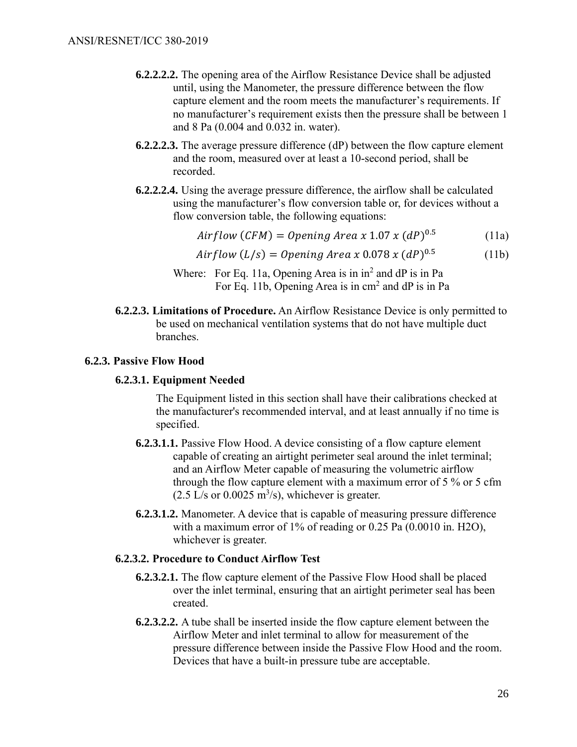**6.2.2.2.2.** The opening area of the Airflow Resistance Device shall be adjusted until, using the Manometer, the pressure difference between the flow capture element and the room meets the manufacturer's requirements. If no manufacturer's requirement exists then the pressure shall be between 1 and 8 Pa (0.004 and 0.032 in. water).

**6.2.2.2.3.** The average pressure difference (dP) between the flow capture element and the room, measured over at least a 10-second period, shall be recorded.

**6.2.2.2.4.** Using the average pressure difference, the airflow shall be calculated using the manufacturer's flow conversion table or, for devices without a flow conversion table, the following equations:

$$Airflow\ (CFM) = Opening\ Area\ x\ 1.07\ x\ (dP)^{0.5} \tag{11a}$$

$$Airflow\ (L/s) = Opening\ Area\ x\ 0.078\ x\ (dP)^{0.5} \tag{11b}$$

Where: For Eq. 11a, Opening Area is in $in^2$ and dP is in Pa
For Eq. 11b, Opening Area is in $cm^2$ and dP is in Pa

**6.2.2.3. Limitations of Procedure.** An Airflow Resistance Device is only permitted to be used on mechanical ventilation systems that do not have multiple duct branches.

### 6.2.3. Passive Flow Hood

#### 6.2.3.1. Equipment Needed

The Equipment listed in this section shall have their calibrations checked at the manufacturer's recommended interval, and at least annually if no time is specified.

**6.2.3.1.1.** Passive Flow Hood. A device consisting of a flow capture element capable of creating an airtight perimeter seal around the inlet terminal; and an Airflow Meter capable of measuring the volumetric airflow through the flow capture element with a maximum error of 5 % or 5 cfm (2.5 L/s or 0.0025 $m^3/s$), whichever is greater.

**6.2.3.1.2.** Manometer. A device that is capable of measuring pressure difference with a maximum error of 1% of reading or 0.25 Pa (0.0010 in. $H_2O$), whichever is greater.

#### 6.2.3.2. Procedure to Conduct Airflow Test

**6.2.3.2.1.** The flow capture element of the Passive Flow Hood shall be placed over the inlet terminal, ensuring that an airtight perimeter seal has been created.

**6.2.3.2.2.** A tube shall be inserted inside the flow capture element between the Airflow Meter and inlet terminal to allow for measurement of the pressure difference between inside the Passive Flow Hood and the room. Devices that have a built-in pressure tube are acceptable.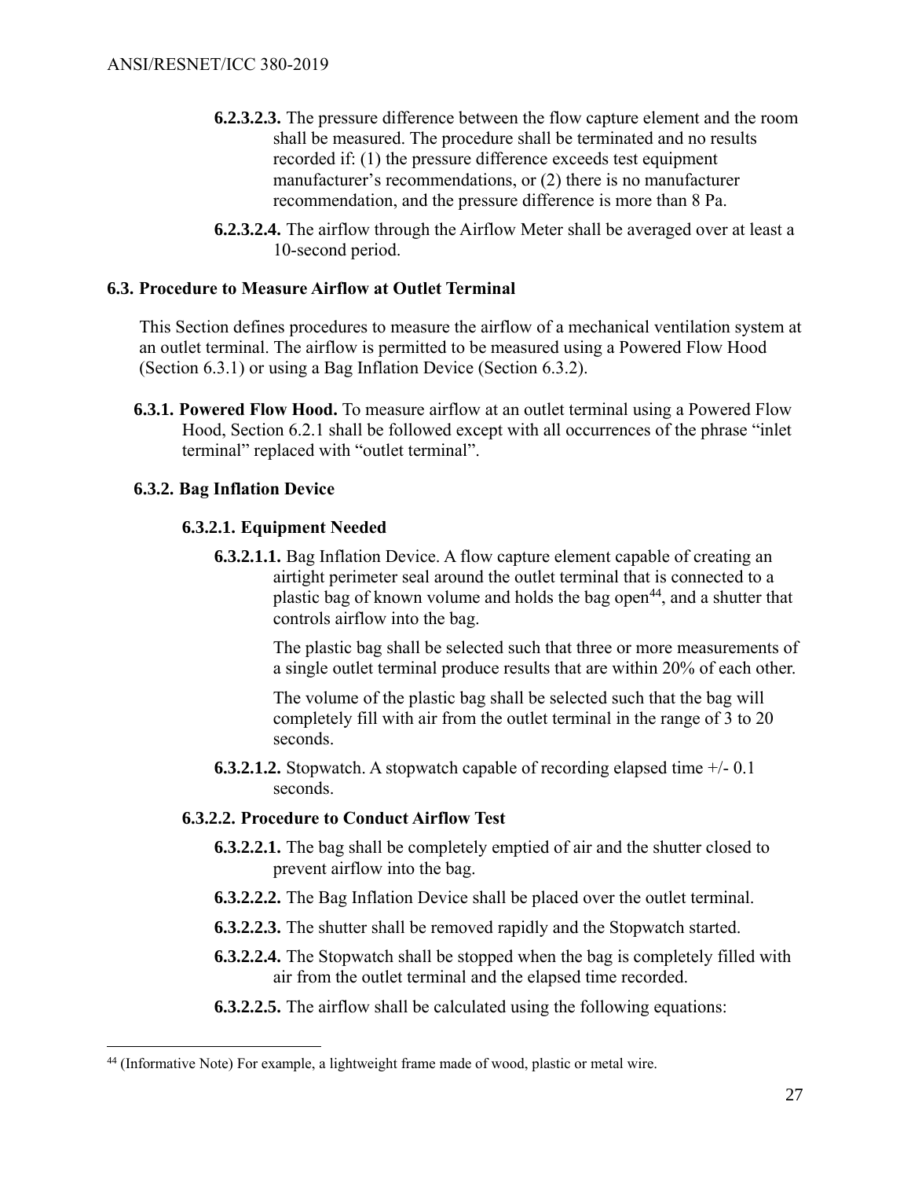**6.2.3.2.3.** The pressure difference between the flow capture element and the room shall be measured. The procedure shall be terminated and no results recorded if: (1) the pressure difference exceeds test equipment manufacturer's recommendations, or (2) there is no manufacturer recommendation, and the pressure difference is more than 8 Pa.

**6.2.3.2.4.** The airflow through the Airflow Meter shall be averaged over at least a 10-second period.

### 6.3. Procedure to Measure Airflow at Outlet Terminal

This Section defines procedures to measure the airflow of a mechanical ventilation system at an outlet terminal. The airflow is permitted to be measured using a Powered Flow Hood (Section 6.3.1) or using a Bag Inflation Device (Section 6.3.2).

**6.3.1. Powered Flow Hood.** To measure airflow at an outlet terminal using a Powered Flow Hood, Section 6.2.1 shall be followed except with all occurrences of the phrase "inlet terminal" replaced with "outlet terminal".

#### 6.3.2. Bag Inflation Device

##### 6.3.2.1. Equipment Needed

**6.3.2.1.1.** Bag Inflation Device. A flow capture element capable of creating an airtight perimeter seal around the outlet terminal that is connected to a plastic bag of known volume and holds the bag open[44], and a shutter that controls airflow into the bag.

The plastic bag shall be selected such that three or more measurements of a single outlet terminal produce results that are within 20% of each other.

The volume of the plastic bag shall be selected such that the bag will completely fill with air from the outlet terminal in the range of 3 to 20 seconds.

**6.3.2.1.2.** Stopwatch. A stopwatch capable of recording elapsed time +/- 0.1 seconds.

##### 6.3.2.2. Procedure to Conduct Airflow Test

**6.3.2.2.1.** The bag shall be completely emptied of air and the shutter closed to prevent airflow into the bag.

**6.3.2.2.2.** The Bag Inflation Device shall be placed over the outlet terminal.

**6.3.2.2.3.** The shutter shall be removed rapidly and the Stopwatch started.

**6.3.2.2.4.** The Stopwatch shall be stopped when the bag is completely filled with air from the outlet terminal and the elapsed time recorded.

**6.3.2.2.5.** The airflow shall be calculated using the following equations:

---

[44] (Informative Note) For example, a lightweight frame made of wood, plastic or metal wire.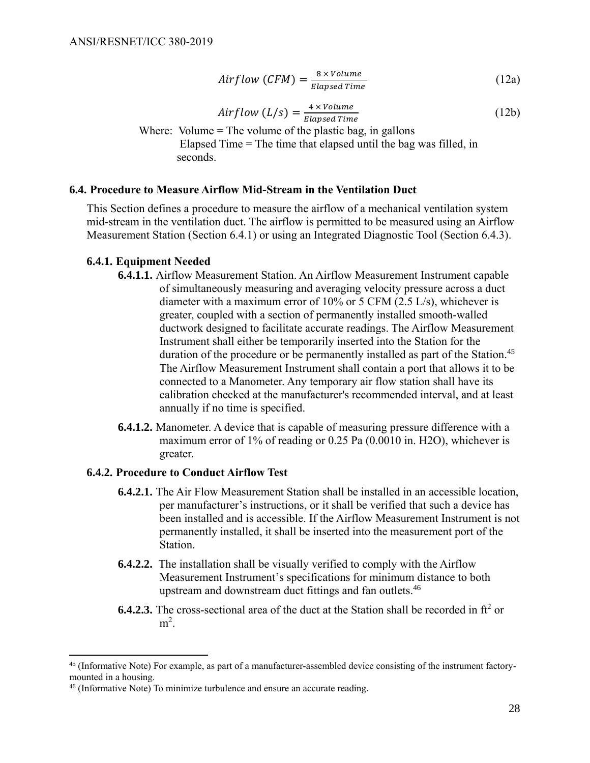$$Airflow\ (CFM) = \frac{8 \times Volume}{Elapsed\ Time} \tag{12a}$$

$$Airflow\ (L/s) = \frac{4 \times Volume}{Elapsed\ Time} \tag{12b}$$

Where: Volume = The volume of the plastic bag, in gallons
Elapsed Time = The time that elapsed until the bag was filled, in seconds.

### 6.4. Procedure to Measure Airflow Mid-Stream in the Ventilation Duct

This Section defines a procedure to measure the airflow of a mechanical ventilation system mid-stream in the ventilation duct. The airflow is permitted to be measured using an Airflow Measurement Station (Section 6.4.1) or using an Integrated Diagnostic Tool (Section 6.4.3).

#### 6.4.1. Equipment Needed

**6.4.1.1.** Airflow Measurement Station. An Airflow Measurement Instrument capable of simultaneously measuring and averaging velocity pressure across a duct diameter with a maximum error of 10% or 5 CFM (2.5 L/s), whichever is greater, coupled with a section of permanently installed smooth-walled ductwork designed to facilitate accurate readings. The Airflow Measurement Instrument shall either be temporarily inserted into the Station for the duration of the procedure or be permanently installed as part of the Station.[45] The Airflow Measurement Instrument shall contain a port that allows it to be connected to a Manometer. Any temporary air flow station shall have its calibration checked at the manufacturer's recommended interval, and at least annually if no time is specified.

**6.4.1.2.** Manometer. A device that is capable of measuring pressure difference with a maximum error of 1% of reading or 0.25 Pa (0.0010 in. H2O), whichever is greater.

#### 6.4.2. Procedure to Conduct Airflow Test

**6.4.2.1.** The Air Flow Measurement Station shall be installed in an accessible location, per manufacturer's instructions, or it shall be verified that such a device has been installed and is accessible. If the Airflow Measurement Instrument is not permanently installed, it shall be inserted into the measurement port of the Station.

**6.4.2.2.** The installation shall be visually verified to comply with the Airflow Measurement Instrument's specifications for minimum distance to both upstream and downstream duct fittings and fan outlets.[46]

**6.4.2.3.** The cross-sectional area of the duct at the Station shall be recorded in $ft^2$ or $m^2$.

---

[45] (Informative Note) For example, as part of a manufacturer-assembled device consisting of the instrument factory-mounted in a housing.

[46] (Informative Note) To minimize turbulence and ensure an accurate reading.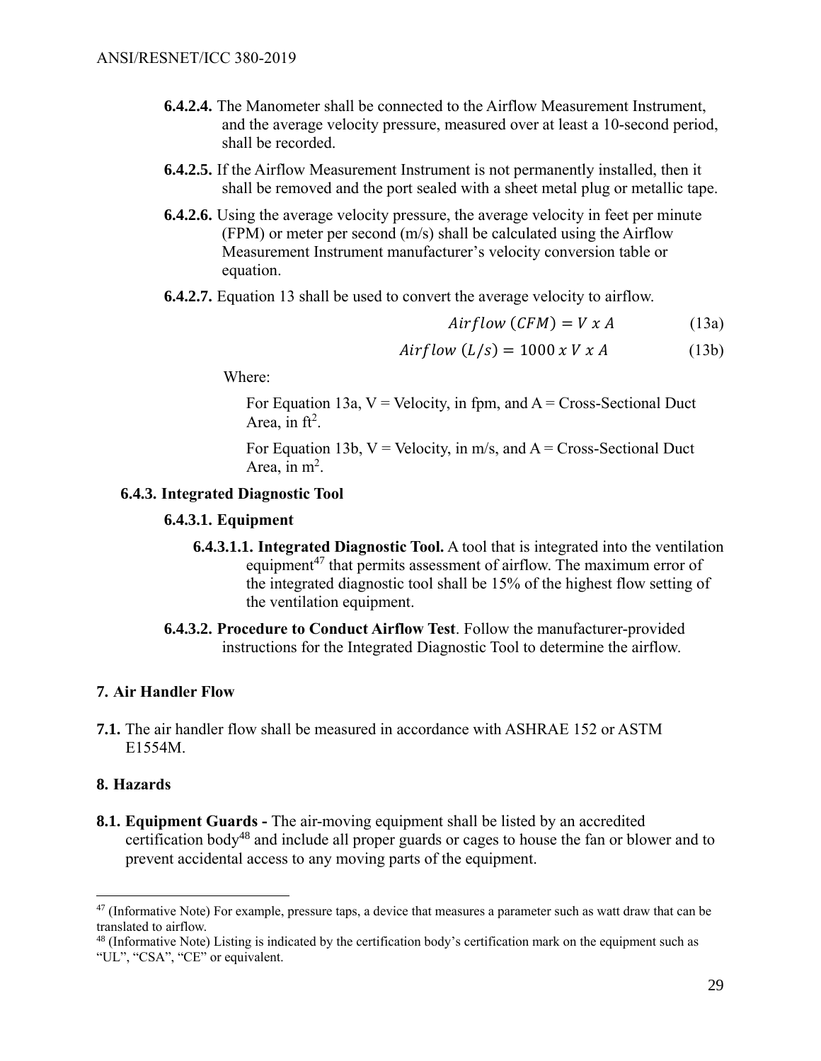**6.4.2.4.** The Manometer shall be connected to the Airflow Measurement Instrument, and the average velocity pressure, measured over at least a 10-second period, shall be recorded.

**6.4.2.5.** If the Airflow Measurement Instrument is not permanently installed, then it shall be removed and the port sealed with a sheet metal plug or metallic tape.

**6.4.2.6.** Using the average velocity pressure, the average velocity in feet per minute (FPM) or meter per second (m/s) shall be calculated using the Airflow Measurement Instrument manufacturer's velocity conversion table or equation.

**6.4.2.7.** Equation 13 shall be used to convert the average velocity to airflow.

$$Airflow\ (CFM) = V\ x\ A \tag{13a}$$

$$Airflow\ (L/s) = 1000\ x\ V\ x\ A \tag{13b}$$

Where:

For Equation 13a, V = Velocity, in fpm, and A = Cross-Sectional Duct Area, in $ft^2$.

For Equation 13b, V = Velocity, in m/s, and A = Cross-Sectional Duct Area, in $m^2$.

### 6.4.3. Integrated Diagnostic Tool

#### 6.4.3.1. Equipment

**6.4.3.1.1. Integrated Diagnostic Tool.** A tool that is integrated into the ventilation equipment[47] that permits assessment of airflow. The maximum error of the integrated diagnostic tool shall be 15% of the highest flow setting of the ventilation equipment.

**6.4.3.2. Procedure to Conduct Airflow Test**. Follow the manufacturer-provided instructions for the Integrated Diagnostic Tool to determine the airflow.

## 7. Air Handler Flow

**7.1.** The air handler flow shall be measured in accordance with ASHRAE 152 or ASTM E1554M.

## 8. Hazards

**8.1. Equipment Guards -** The air-moving equipment shall be listed by an accredited certification body[48] and include all proper guards or cages to house the fan or blower and to prevent accidental access to any moving parts of the equipment.

---

[47] (Informative Note) For example, pressure taps, a device that measures a parameter such as watt draw that can be translated to airflow.

[48] (Informative Note) Listing is indicated by the certification body's certification mark on the equipment such as "UL", "CSA", "CE" or equivalent.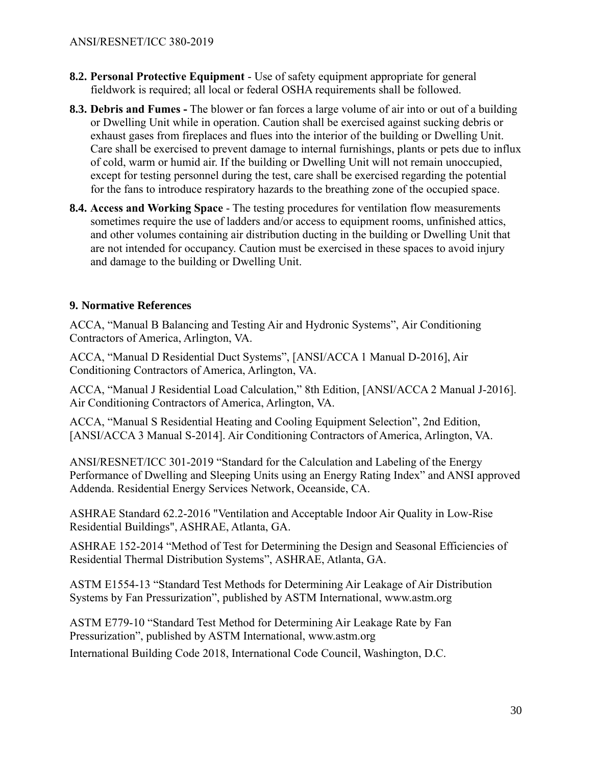**8.2. Personal Protective Equipment** - Use of safety equipment appropriate for general fieldwork is required; all local or federal OSHA requirements shall be followed.

**8.3. Debris and Fumes -** The blower or fan forces a large volume of air into or out of a building or Dwelling Unit while in operation. Caution shall be exercised against sucking debris or exhaust gases from fireplaces and flues into the interior of the building or Dwelling Unit. Care shall be exercised to prevent damage to internal furnishings, plants or pets due to influx of cold, warm or humid air. If the building or Dwelling Unit will not remain unoccupied, except for testing personnel during the test, care shall be exercised regarding the potential for the fans to introduce respiratory hazards to the breathing zone of the occupied space.

**8.4. Access and Working Space** - The testing procedures for ventilation flow measurements sometimes require the use of ladders and/or access to equipment rooms, unfinished attics, and other volumes containing air distribution ducting in the building or Dwelling Unit that are not intended for occupancy. Caution must be exercised in these spaces to avoid injury and damage to the building or Dwelling Unit.

## 9. Normative References

ACCA, "Manual B Balancing and Testing Air and Hydronic Systems", Air Conditioning Contractors of America, Arlington, VA.

ACCA, "Manual D Residential Duct Systems", [ANSI/ACCA 1 Manual D-2016], Air Conditioning Contractors of America, Arlington, VA.

ACCA, "Manual J Residential Load Calculation," 8th Edition, [ANSI/ACCA 2 Manual J-2016]. Air Conditioning Contractors of America, Arlington, VA.

ACCA, "Manual S Residential Heating and Cooling Equipment Selection", 2nd Edition, [ANSI/ACCA 3 Manual S-2014]. Air Conditioning Contractors of America, Arlington, VA.

ANSI/RESNET/ICC 301-2019 "Standard for the Calculation and Labeling of the Energy Performance of Dwelling and Sleeping Units using an Energy Rating Index" and ANSI approved Addenda. Residential Energy Services Network, Oceanside, CA.

ASHRAE Standard 62.2-2016 "Ventilation and Acceptable Indoor Air Quality in Low-Rise Residential Buildings", ASHRAE, Atlanta, GA.

ASHRAE 152-2014 "Method of Test for Determining the Design and Seasonal Efficiencies of Residential Thermal Distribution Systems", ASHRAE, Atlanta, GA.

ASTM E1554-13 "Standard Test Methods for Determining Air Leakage of Air Distribution Systems by Fan Pressurization", published by ASTM International, www.astm.org

ASTM E779-10 "Standard Test Method for Determining Air Leakage Rate by Fan Pressurization", published by ASTM International, www.astm.org

International Building Code 2018, International Code Council, Washington, D.C.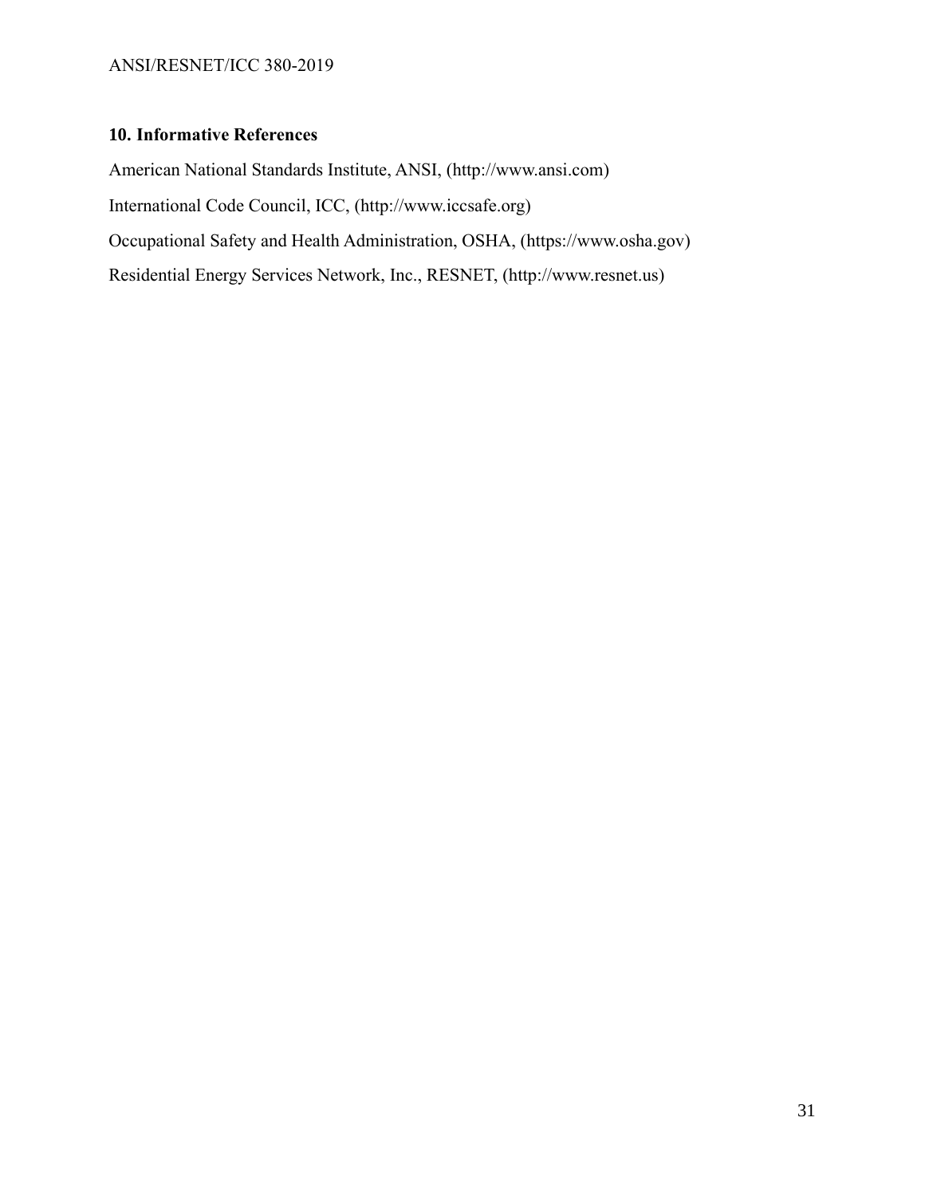## 10. Informative References

American National Standards Institute, ANSI, (http://www.ansi.com)

International Code Council, ICC, (http://www.iccsafe.org)

Occupational Safety and Health Administration, OSHA, (https://www.osha.gov)

Residential Energy Services Network, Inc., RESNET, (http://www.resnet.us)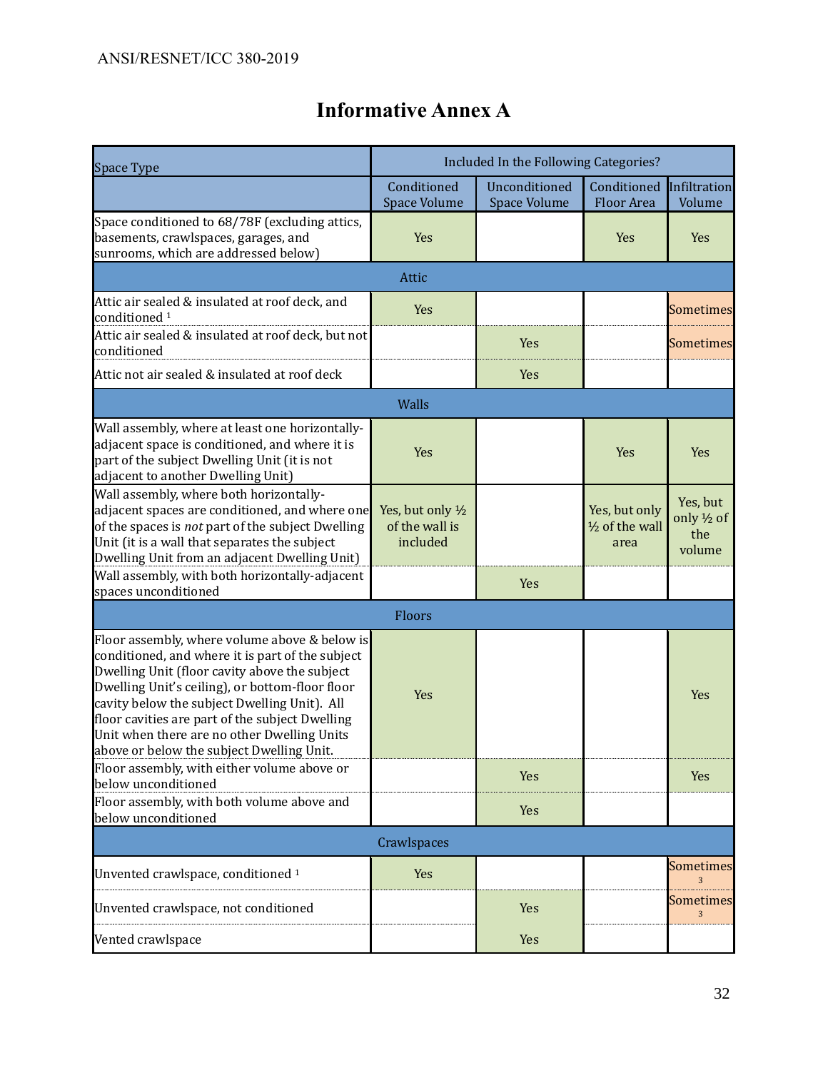# Informative Annex A

| Space Type | Included In the Following Categories? | | | |
|---|---|---|---|---|
| | Conditioned Space Volume | Unconditioned Space Volume | Conditioned Floor Area | Infiltration Volume |
| Space conditioned to 68/78F (excluding attics, basements, crawlspaces, garages, and sunrooms, which are addressed below) | Yes | | Yes | Yes |
| **Attic** | | | | |
| Attic air sealed & insulated at roof deck, and conditioned [1] | Yes | | | Sometimes |
| Attic air sealed & insulated at roof deck, but not conditioned | | Yes | | Sometimes |
| Attic not air sealed & insulated at roof deck | | Yes | | |
| **Walls** | | | | |
| Wall assembly, where at least one horizontally-adjacent space is conditioned, and where it is part of the subject Dwelling Unit (it is not adjacent to another Dwelling Unit) | Yes | | Yes | Yes |
| Wall assembly, where both horizontally-adjacent spaces are conditioned, and where one of the spaces is *not* part of the subject Dwelling Unit (it is a wall that separates the subject Dwelling Unit from an adjacent Dwelling Unit) | Yes, but only ½ of the wall is included | | Yes, but only ½ of the wall area | Yes, but only ½ of the volume |
| Wall assembly, with both horizontally-adjacent spaces unconditioned | | Yes | | |
| **Floors** | | | | |
| Floor assembly, where volume above & below is conditioned, and where it is part of the subject Dwelling Unit (floor cavity above the subject Dwelling Unit's ceiling), or bottom-floor floor cavity below the subject Dwelling Unit). All floor cavities are part of the subject Dwelling Unit when there are no other Dwelling Units above or below the subject Dwelling Unit. | Yes | | | Yes |
| Floor assembly, with either volume above or below unconditioned | | Yes | | Yes |
| Floor assembly, with both volume above and below unconditioned | | Yes | | |
| **Crawlspaces** | | | | |
| Unvented crawlspace, conditioned [1] | Yes | | | Sometimes [3] |
| Unvented crawlspace, not conditioned | | Yes | | Sometimes [3] |
| Vented crawlspace | | Yes | | |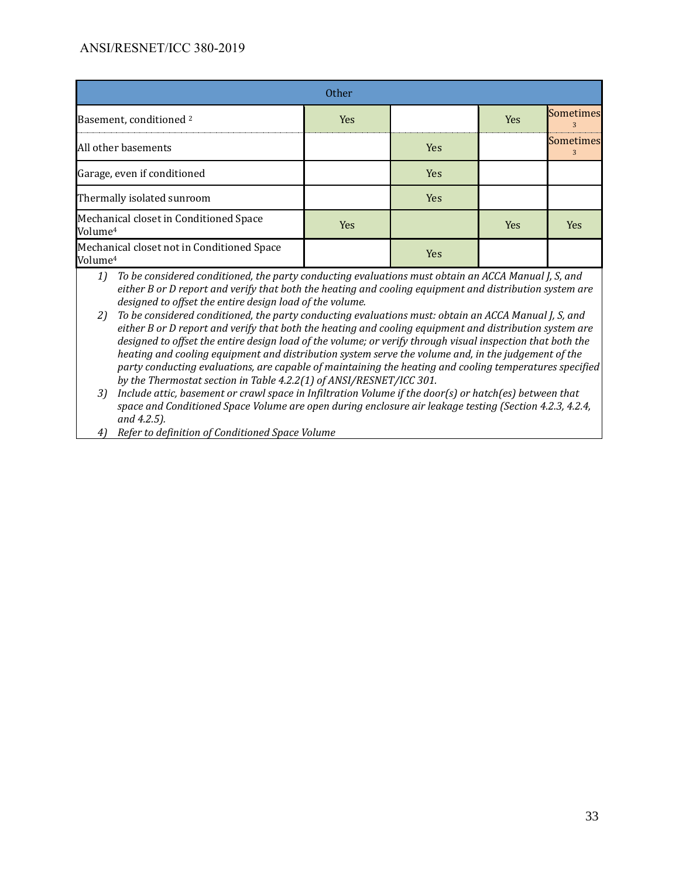| Other | | | | |
|---|---|---|---|---|
| Basement, conditioned [2] | Yes | | Yes | Sometimes [3] |
| All other basements | | Yes | | Sometimes [3] |
| Garage, even if conditioned | | Yes | | |
| Thermally isolated sunroom | | Yes | | |
| Mechanical closet in Conditioned Space Volume[4] | Yes | | Yes | Yes |
| Mechanical closet not in Conditioned Space Volume[4] | | Yes | | |

1) *To be considered conditioned, the party conducting evaluations must obtain an ACCA Manual J, S, and either B or D report and verify that both the heating and cooling equipment and distribution system are designed to offset the entire design load of the volume.*
2) *To be considered conditioned, the party conducting evaluations must: obtain an ACCA Manual J, S, and either B or D report and verify that both the heating and cooling equipment and distribution system are designed to offset the entire design load of the volume; or verify through visual inspection that both the heating and cooling equipment and distribution system serve the volume and, in the judgement of the party conducting evaluations, are capable of maintaining the heating and cooling temperatures specified by the Thermostat section in Table 4.2.2(1) of ANSI/RESNET/ICC 301.*
3) *Include attic, basement or crawl space in Infiltration Volume if the door(s) or hatch(es) between that space and Conditioned Space Volume are open during enclosure air leakage testing (Section 4.2.3, 4.2.4, and 4.2.5).*
4) *Refer to definition of Conditioned Space Volume*